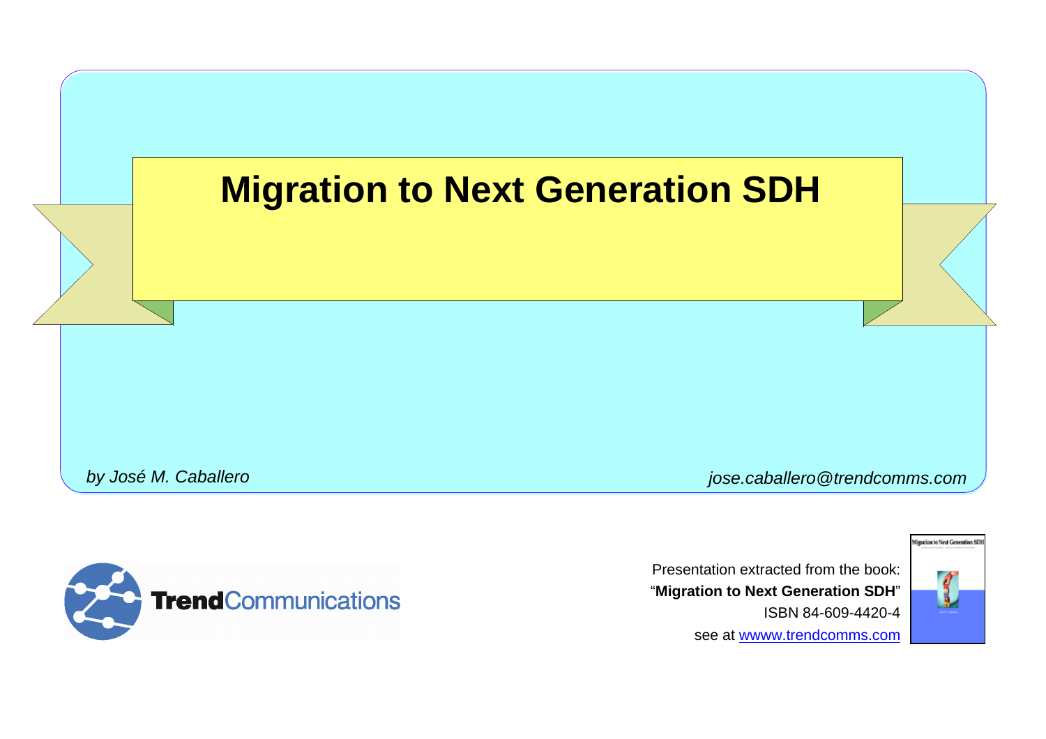# Migration to Next Generation SDH

*by José M. Caballero*

*jose.caballero@trendcomms.com*

TrendCommunications

Presentation extracted from the book:
"**Migration to Next Generation SDH**"
ISBN 84-609-4420-4
see at wwww.trendcomms.com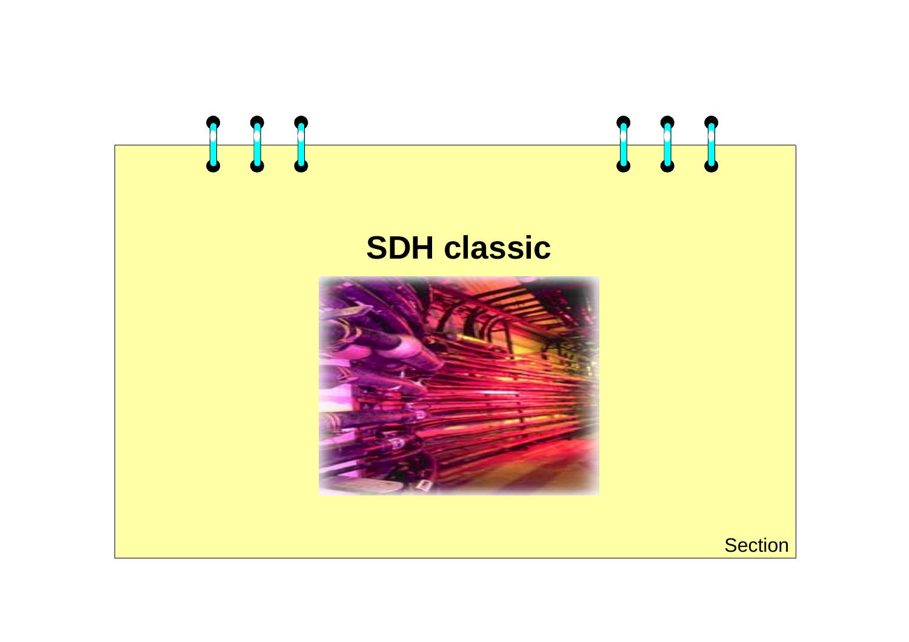# SDH classic

Section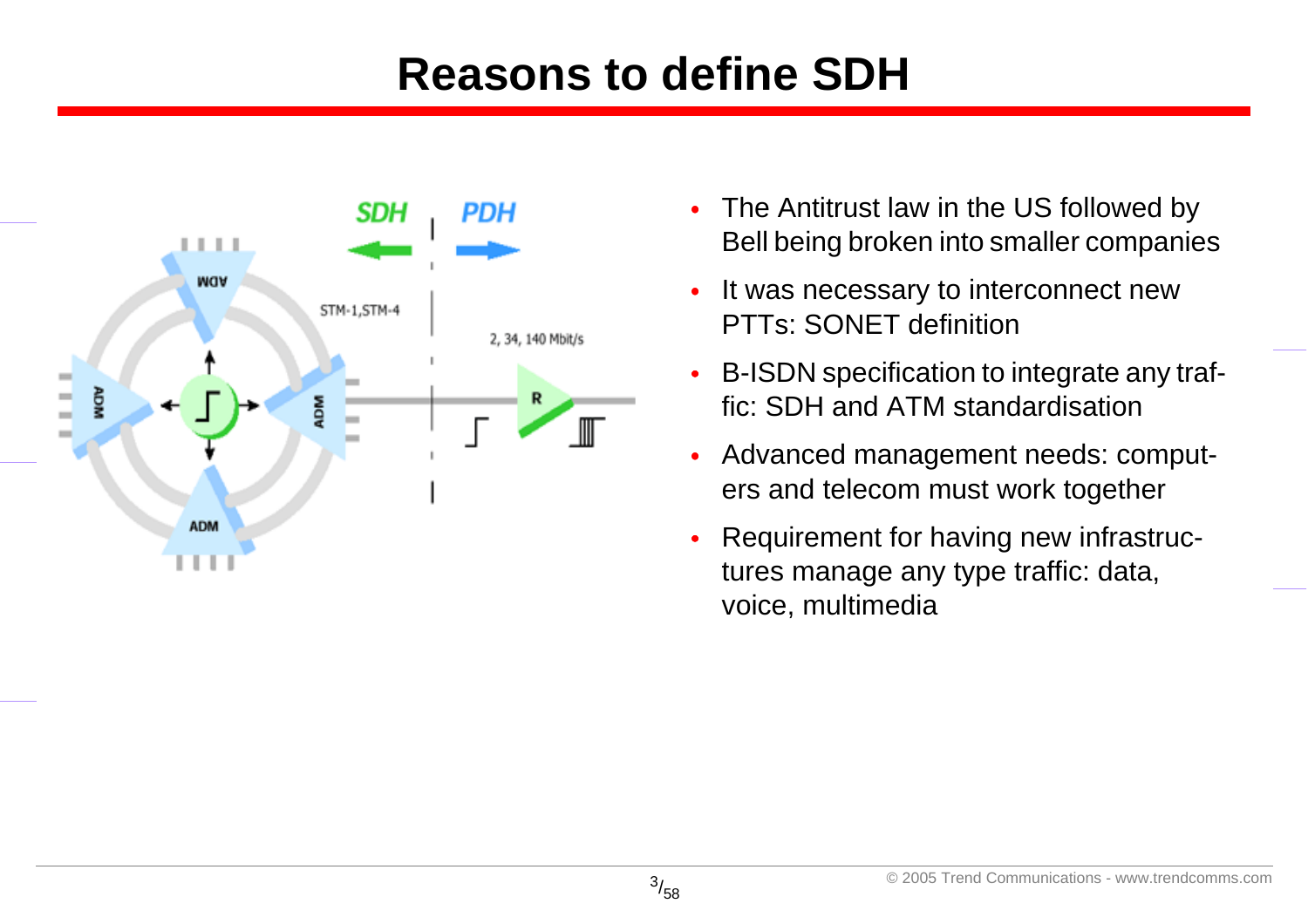# Reasons to define SDH

- The Antitrust law in the US followed by Bell being broken into smaller companies
- It was necessary to interconnect new PTTs: SONET definition
- B-ISDN specification to integrate any traffic: SDH and ATM standardisation
- Advanced management needs: computers and telecom must work together
- Requirement for having new infrastructures manage any type traffic: data, voice, multimedia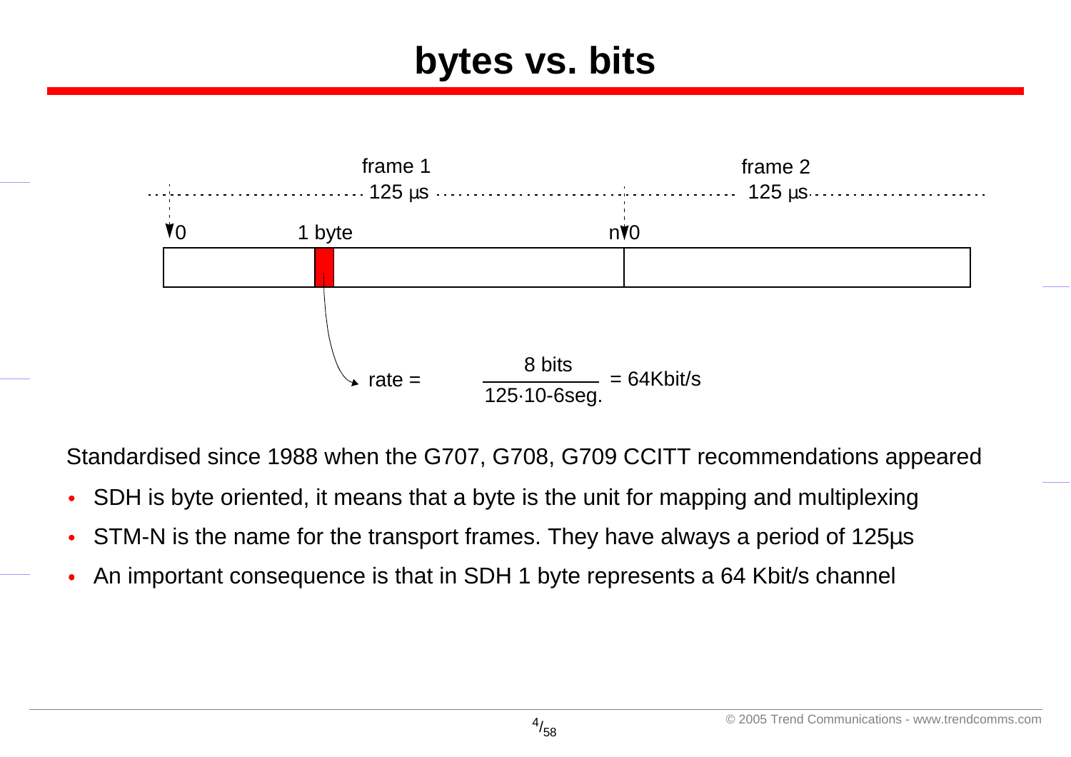# bytes vs. bits

frame 1 — 125 µs | frame 2 — 125 µs

0 &nbsp;&nbsp; 1 byte &nbsp;&nbsp; n 0

$$\text{rate} = \frac{8 \text{ bits}}{125 \cdot 10^{-6} \text{seg.}} = 64 \text{Kbit/s}$$

Standardised since 1988 when the G707, G708, G709 CCITT recommendations appeared

- SDH is byte oriented, it means that a byte is the unit for mapping and multiplexing
- STM-N is the name for the transport frames. They have always a period of 125µs
- An important consequence is that in SDH 1 byte represents a 64 Kbit/s channel

© 2005 Trend Communications - www.trendcomms.com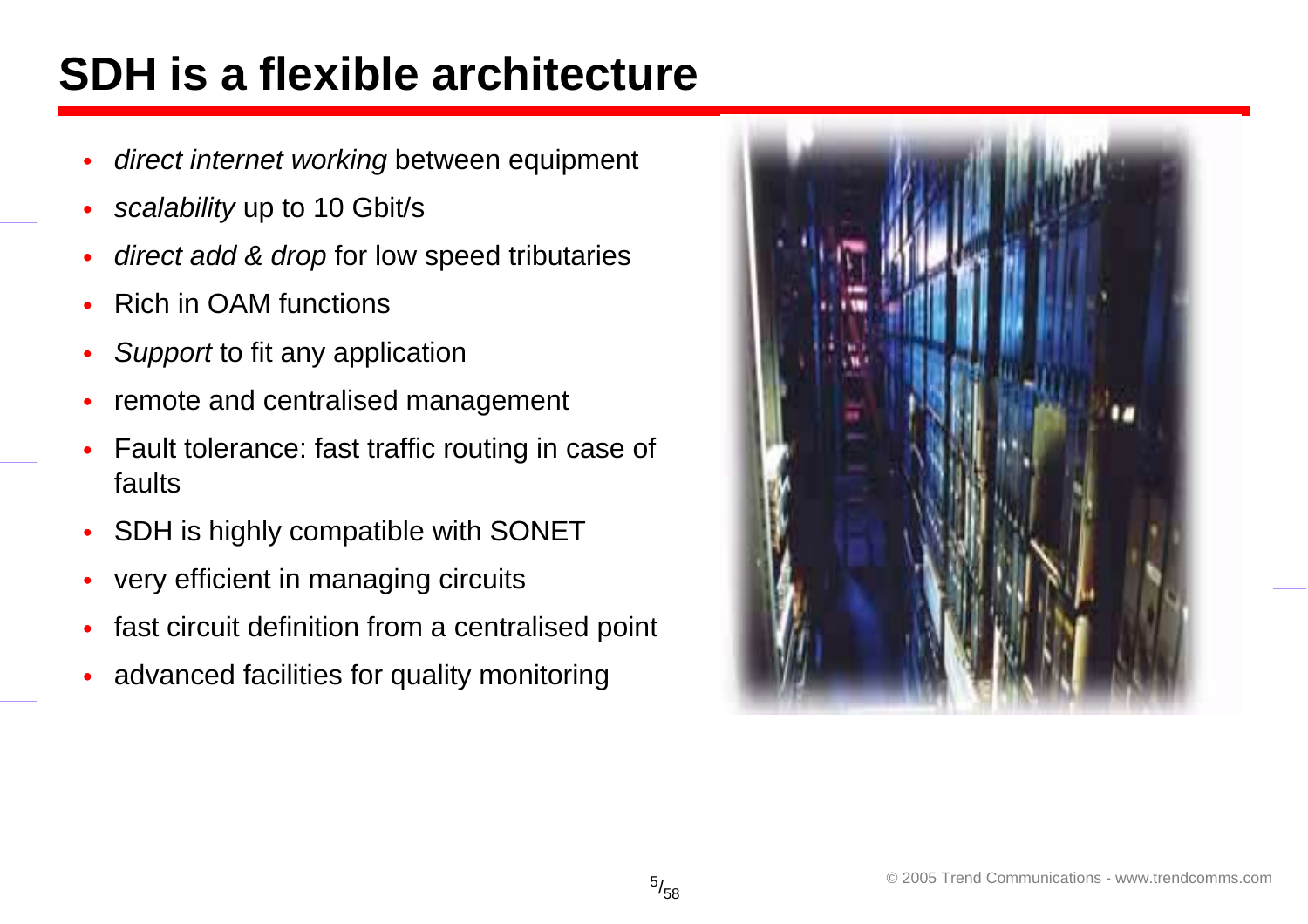# SDH is a flexible architecture

- *direct internet working* between equipment
- *scalability* up to 10 Gbit/s
- *direct add & drop* for low speed tributaries
- Rich in OAM functions
- *Support* to fit any application
- remote and centralised management
- Fault tolerance: fast traffic routing in case of faults
- SDH is highly compatible with SONET
- very efficient in managing circuits
- fast circuit definition from a centralised point
- advanced facilities for quality monitoring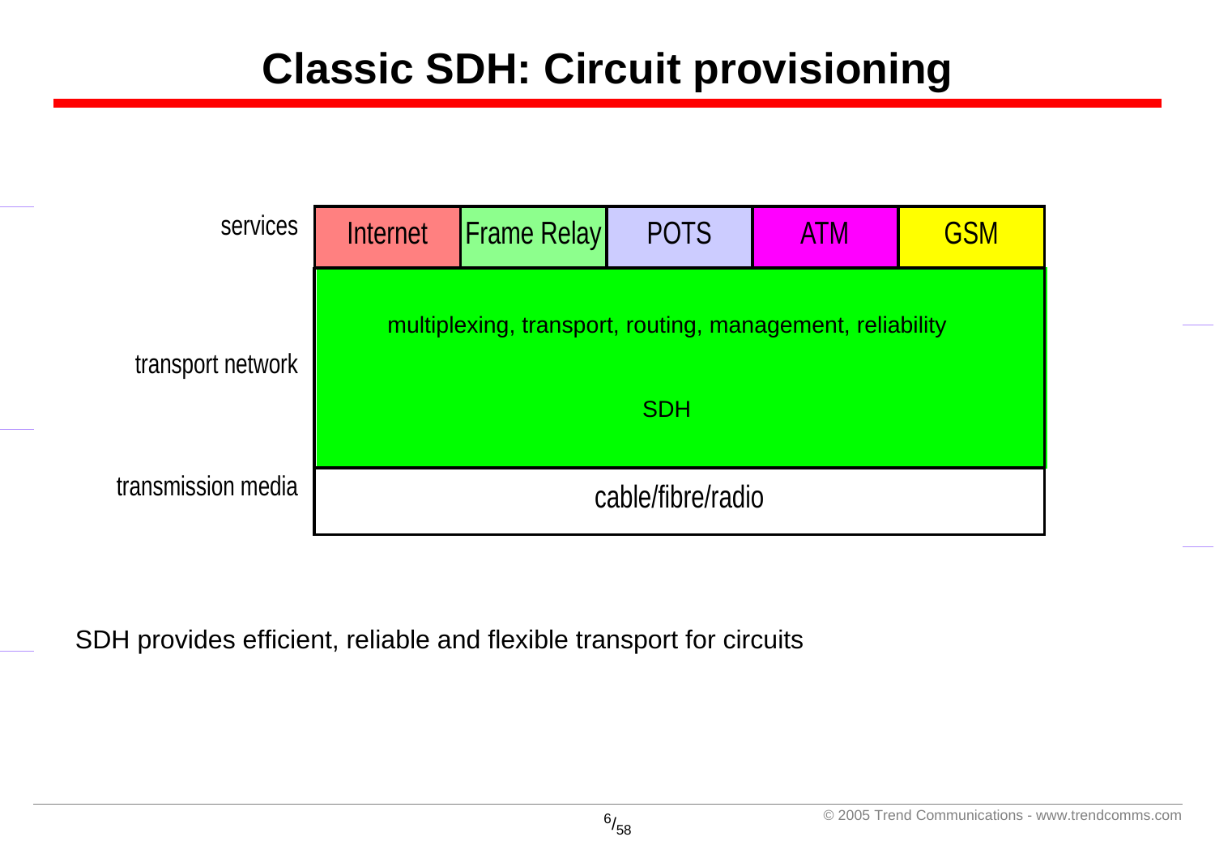# Classic SDH: Circuit provisioning

| | | | | | |
|---|---|---|---|---|---|
| services | Internet | Frame Relay | POTS | ATM | GSM |
| transport network | multiplexing, transport, routing, management, reliability<br>SDH | | | | |
| transmission media | cable/fibre/radio | | | | |

SDH provides efficient, reliable and flexible transport for circuits

© 2005 Trend Communications - www.trendcomms.com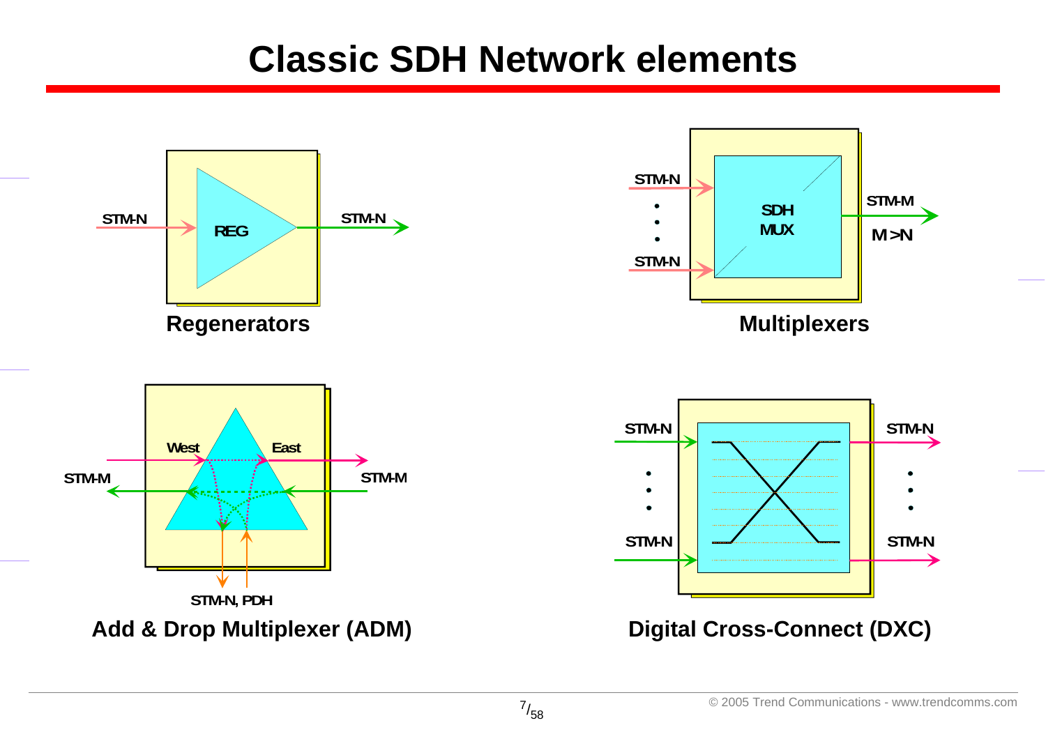# Classic SDH Network elements

STM-N → REG → STM-N

**Regenerators**

STM-N
•
•
•
STM-N
→ SDH MUX → STM-M

M > N

**Multiplexers**

West | East

STM-M | STM-M

STM-N, PDH

**Add & Drop Multiplexer (ADM)**

STM-N
•
•
•
STM-N

STM-N
•
•
•
STM-N

**Digital Cross-Connect (DXC)**

© 2005 Trend Communications - www.trendcomms.com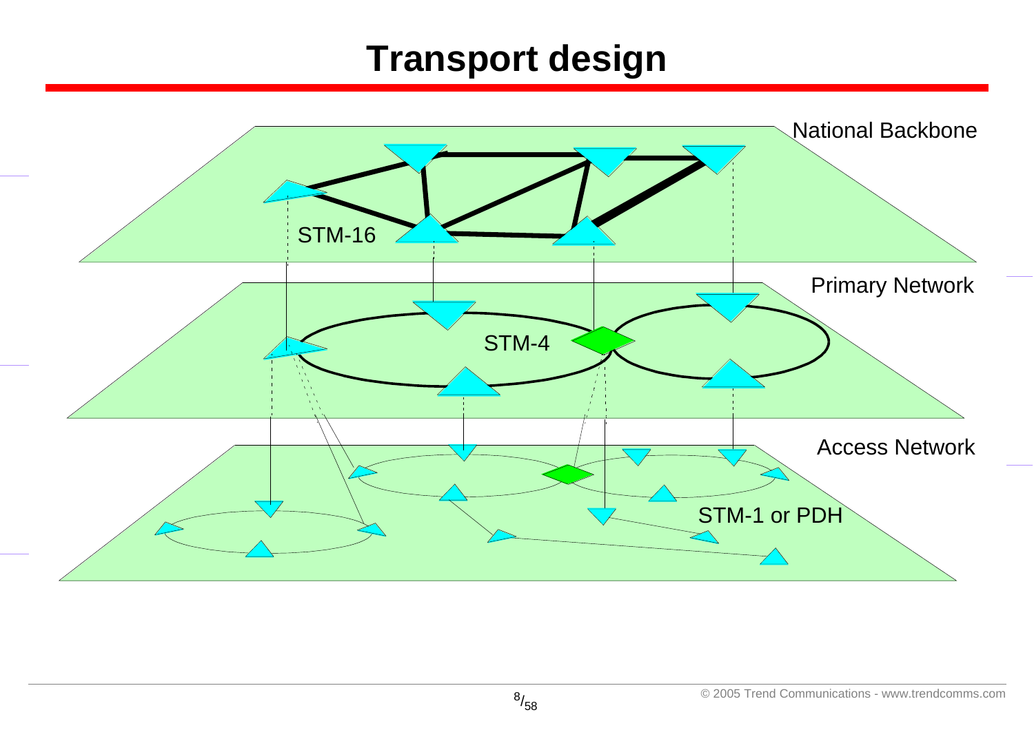# Transport design

National Backbone

STM-16

Primary Network

STM-4

Access Network

STM-1 or PDH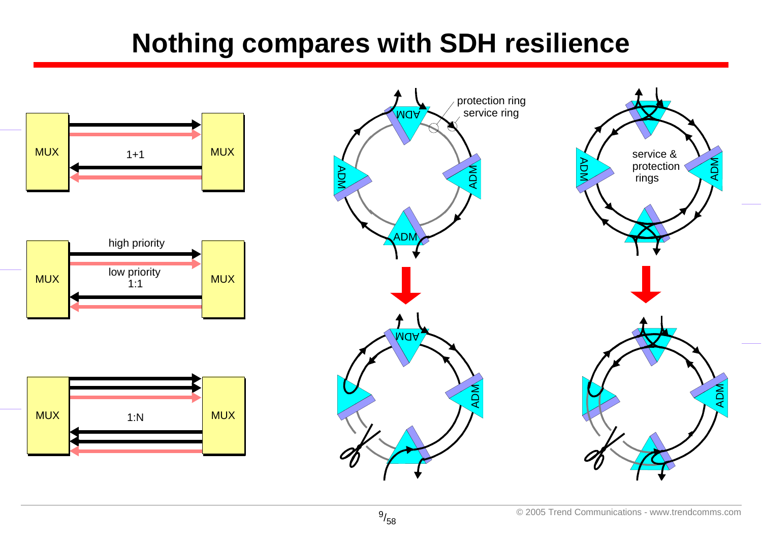# Nothing compares with SDH resilience

MUX 1+1 MUX

MUX high priority low priority 1:1 MUX

MUX 1:N MUX

protection ring
service ring

ADM ADM ADM ADM

service & protection rings

ADM ADM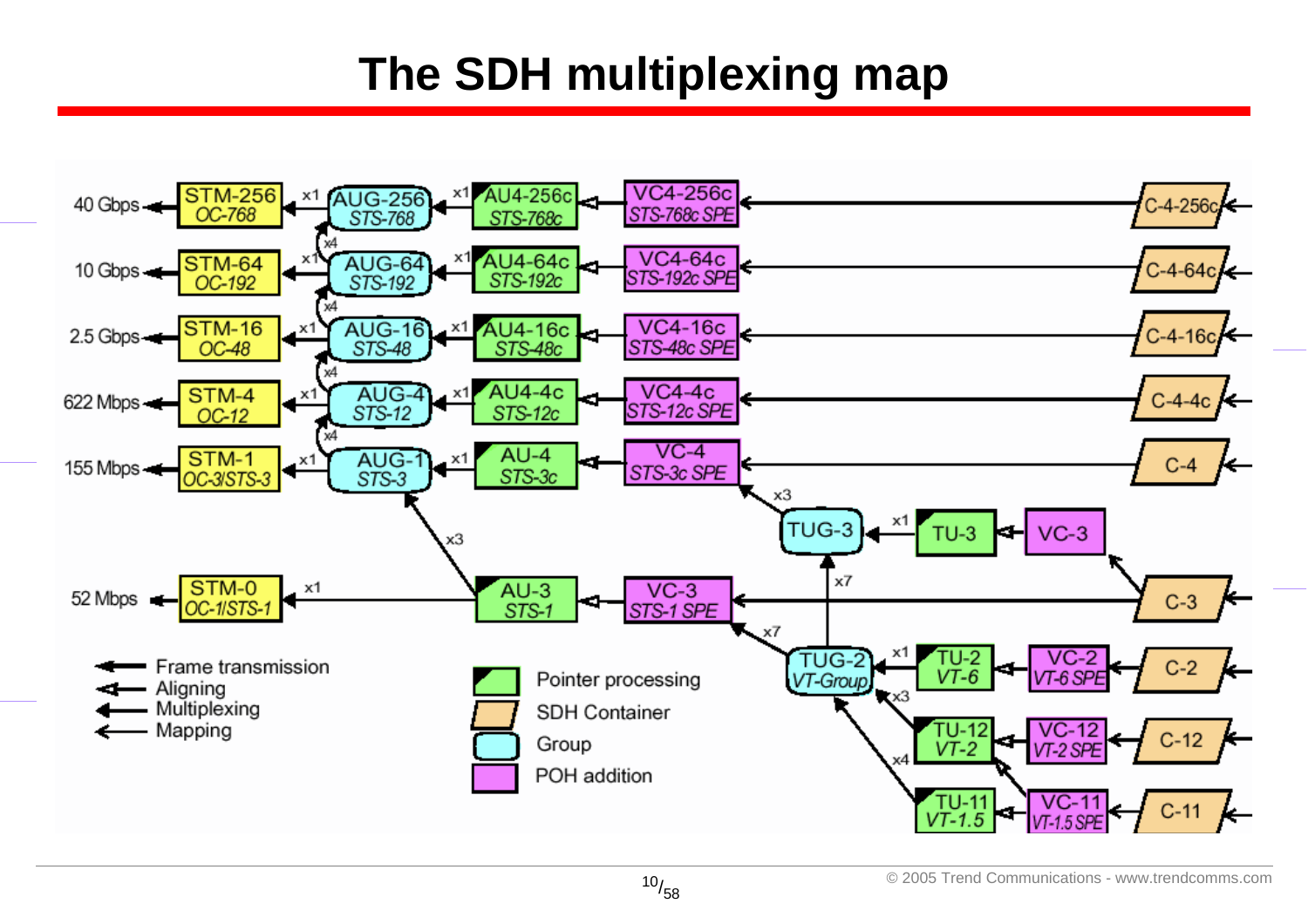# The SDH multiplexing map

| Rate | Frame | | Group | | Pointer processing | POH addition | Container |
|---|---|---|---|---|---|---|---|
| 40 Gbps | STM-256 / OC-768 | x1 | AUG-256 / STS-768 | x1 | AU4-256c / STS-768c | VC4-256c / STS-768c SPE | C-4-256c |
| 10 Gbps | STM-64 / OC-192 | x1 | AUG-64 / STS-192 (x4 into AUG-256) | x1 | AU4-64c / STS-192c | VC4-64c / STS-192c SPE | C-4-64c |
| 2.5 Gbps | STM-16 / OC-48 | x1 | AUG-16 / STS-48 (x4 into AUG-64) | x1 | AU4-16c / STS-48c | VC4-16c / STS-48c SPE | C-4-16c |
| 622 Mbps | STM-4 / OC-12 | x1 | AUG-4 / STS-12 (x4 into AUG-16) | x1 | AU4-4c / STS-12c | VC4-4c / STS-12c SPE | C-4-4c |
| 155 Mbps | STM-1 / OC-3/STS-3 | x1 | AUG-1 / STS-3 (x4 into AUG-4) | x1 | AU-4 / STS-3c | VC-4 / STS-3c SPE | C-4 |
| 52 Mbps | STM-0 / OC-1/STS-1 | x1 | | | AU-3 / STS-1 (x3 into AUG-1) | VC-3 / STS-1 SPE | C-3 |

Lower-order paths:

- TUG-3 (x3 into VC-4) ← x1 TU-3 ← VC-3 ← C-3
- TUG-2 / VT-Group (x7 into TUG-3; x7 into VC-3 / STS-1 SPE) ← x1 TU-2 / VT-6 ← VC-2 / VT-6 SPE ← C-2
- TUG-2 / VT-Group ← x3 TU-12 / VT-2 ← VC-12 / VT-2 SPE ← C-12
- TUG-2 / VT-Group ← x4 TU-11 / VT-1.5 ← VC-11 / VT-1.5 SPE ← C-11 (VC-11 also mapped into TU-12)

Legend:

- Frame transmission
- Aligning
- Multiplexing
- Mapping
- Pointer processing
- SDH Container
- Group
- POH addition

© 2005 Trend Communications - www.trendcomms.com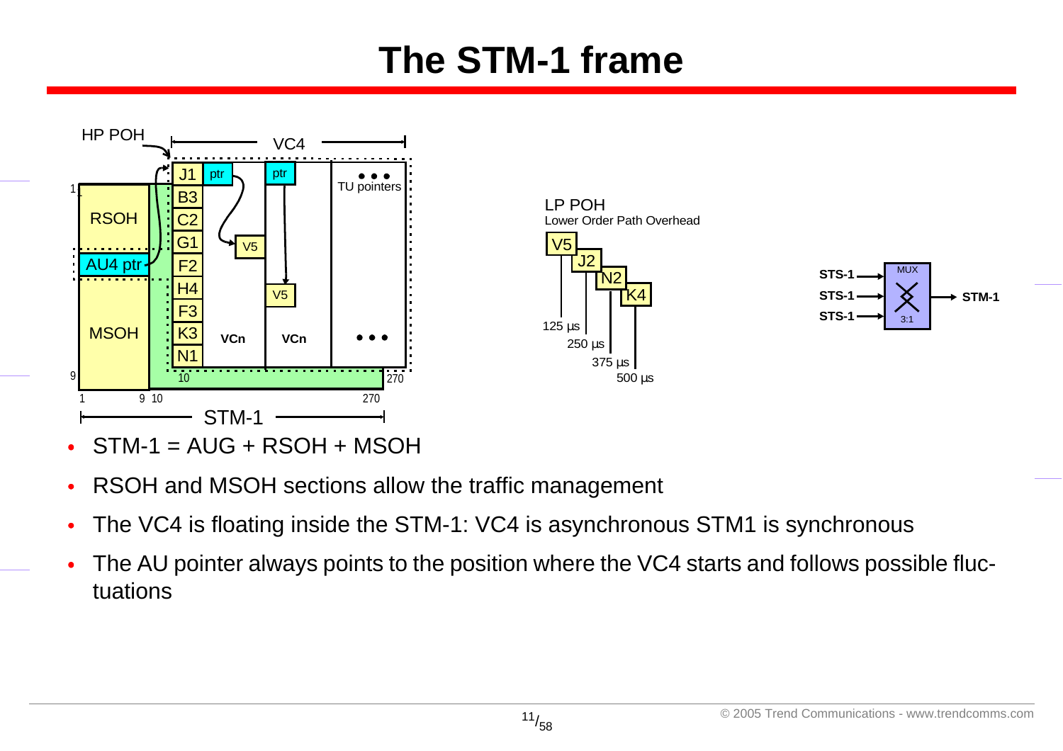# The STM-1 frame

- STM-1 = AUG + RSOH + MSOH
- RSOH and MSOH sections allow the traffic management
- The VC4 is floating inside the STM-1: VC4 is asynchronous STM1 is synchronous
- The AU pointer always points to the position where the VC4 starts and follows possible fluc-tuations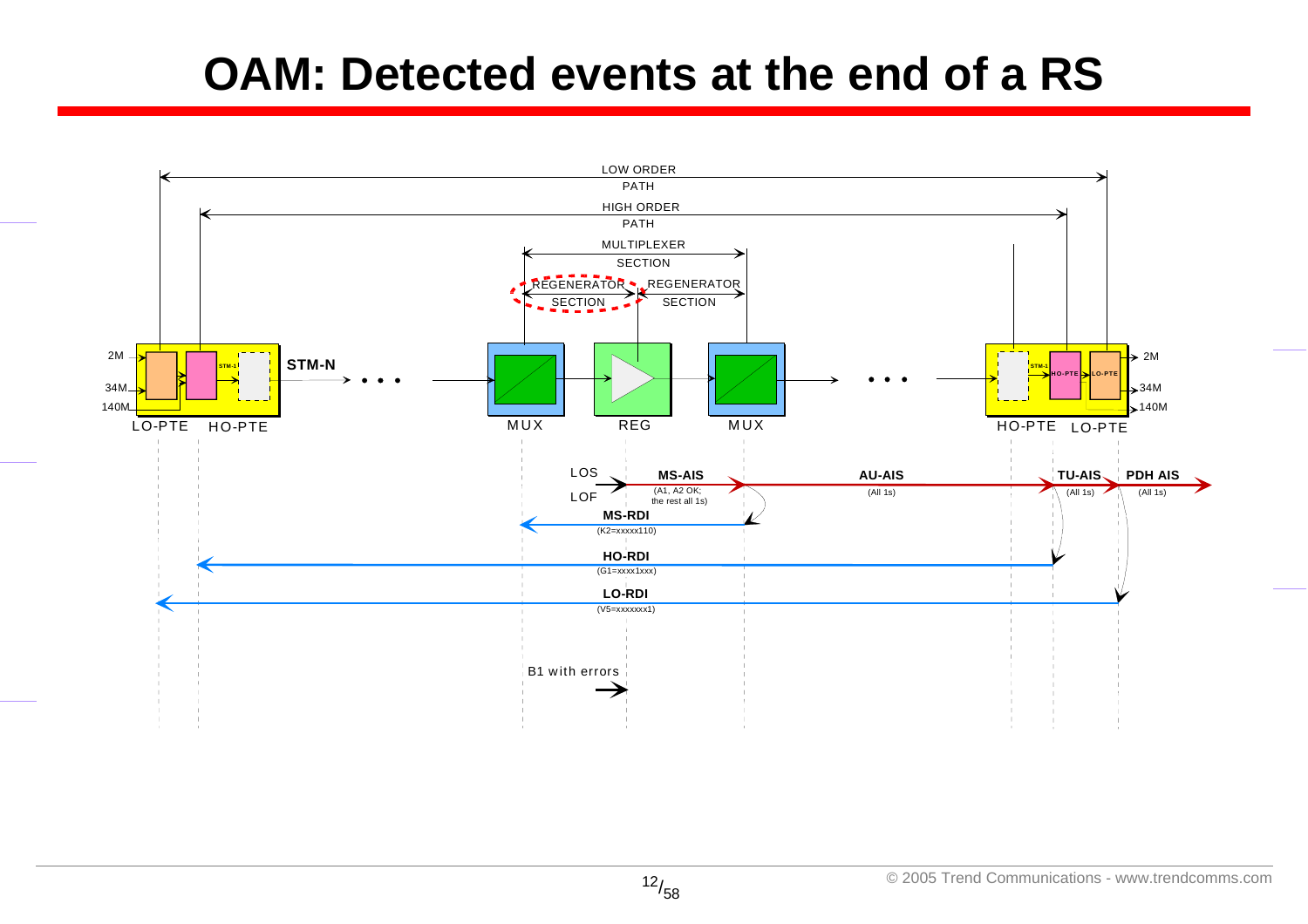# OAM: Detected events at the end of a RS

LOW ORDER PATH

HIGH ORDER PATH

MULTIPLEXER SECTION

REGENERATOR SECTION

REGENERATOR SECTION

2M

34M

140M

LO-PTE HO-PTE

STM-1

STM-N

MUX

REG

MUX

HO-PTE LO-PTE

STM-1 HO-PTE LO-PTE

2M

34M

140M

LOS

LOF

**MS-AIS**
(A1, A2 OK; the rest all 1s)

**AU-AIS**
(All 1s)

**TU-AIS**
(All 1s)

**PDH AIS**
(All 1s)

**MS-RDI**
(K2=xxxxx110)

**HO-RDI**
(G1=xxxx1xxx)

**LO-RDI**
(V5=xxxxxxx1)

B1 with errors

© 2005 Trend Communications - www.trendcomms.com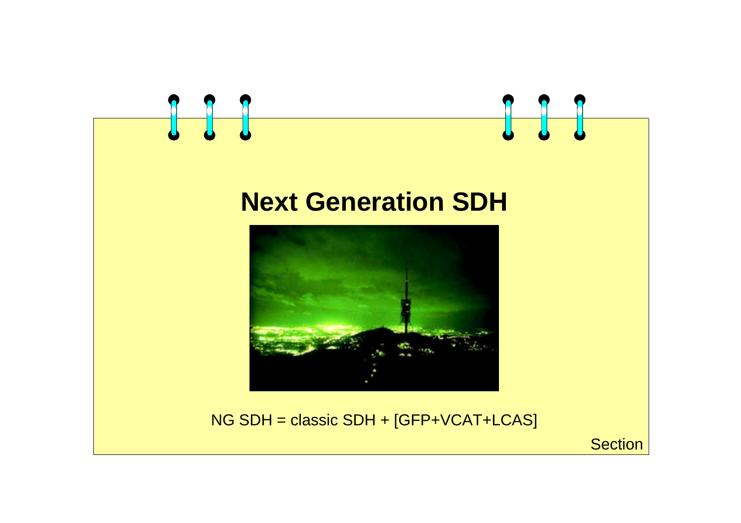# Next Generation SDH

NG SDH = classic SDH + [GFP+VCAT+LCAS]

Section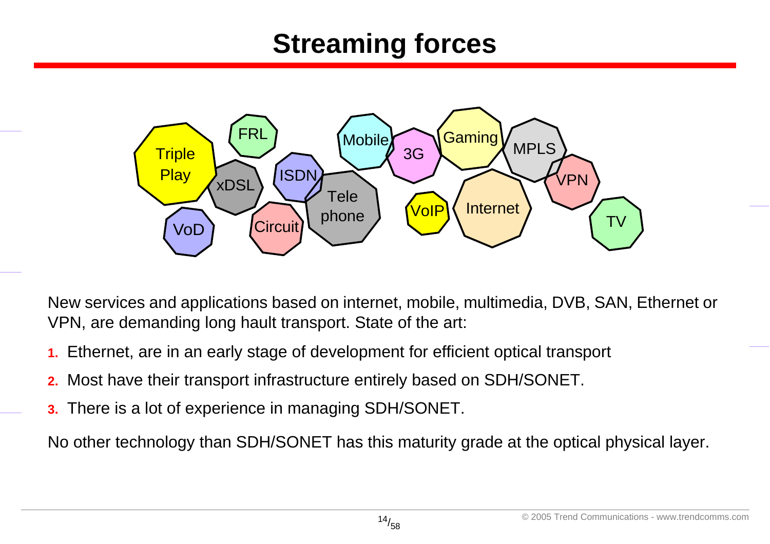# Streaming forces

Triple Play, FRL, xDSL, ISDN, VoD, Circuit, Tele phone, Mobile, 3G, Gaming, MPLS, VPN, VoIP, Internet, TV

New services and applications based on internet, mobile, multimedia, DVB, SAN, Ethernet or VPN, are demanding long hault transport. State of the art:

1. Ethernet, are in an early stage of development for efficient optical transport
2. Most have their transport infrastructure entirely based on SDH/SONET.
3. There is a lot of experience in managing SDH/SONET.

No other technology than SDH/SONET has this maturity grade at the optical physical layer.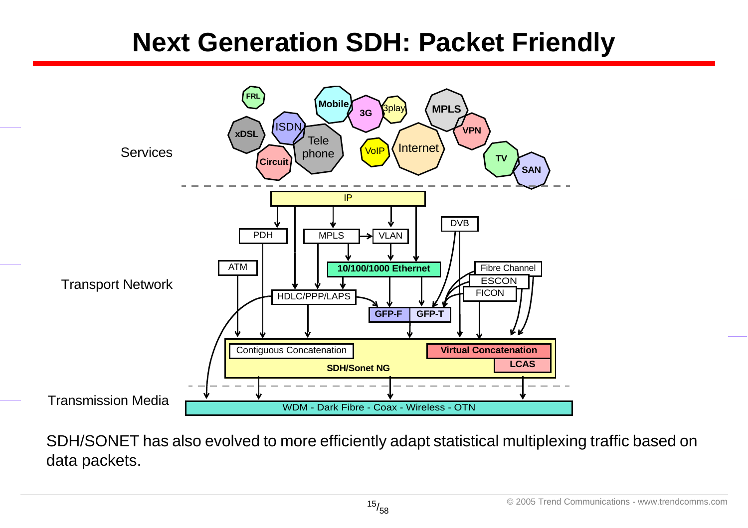# Next Generation SDH: Packet Friendly

Services

FRL, Mobile, 3G, 3play, MPLS, xDSL, ISDN, Tele phone, VPN, VoIP, Internet, Circuit, TV, SAN

Transport Network

IP, PDH, MPLS, VLAN, DVB, ATM, 10/100/1000 Ethernet, Fibre Channel, ESCON, FICON, HDLC/PPP/LAPS, GFP-F, GFP-T, Contiguous Concatenation, Virtual Concatenation, LCAS, SDH/Sonet NG

Transmission Media

WDM - Dark Fibre - Coax - Wireless - OTN

SDH/SONET has also evolved to more efficiently adapt statistical multiplexing traffic based on data packets.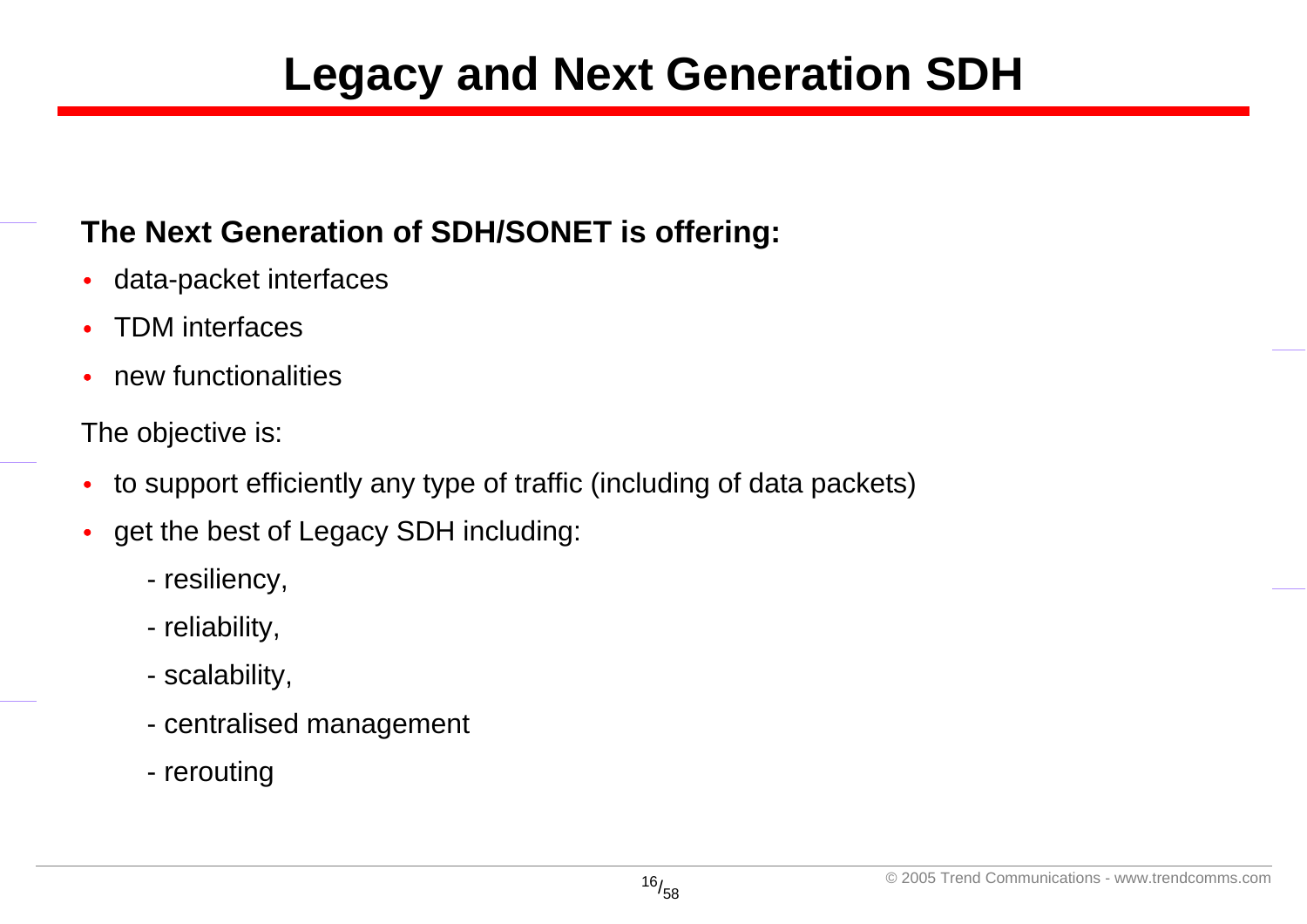# Legacy and Next Generation SDH

**The Next Generation of SDH/SONET is offering:**

- data-packet interfaces
- TDM interfaces
- new functionalities

The objective is:

- to support efficiently any type of traffic (including of data packets)
- get the best of Legacy SDH including:
  - resiliency,
  - reliability,
  - scalability,
  - centralised management
  - rerouting

© 2005 Trend Communications - www.trendcomms.com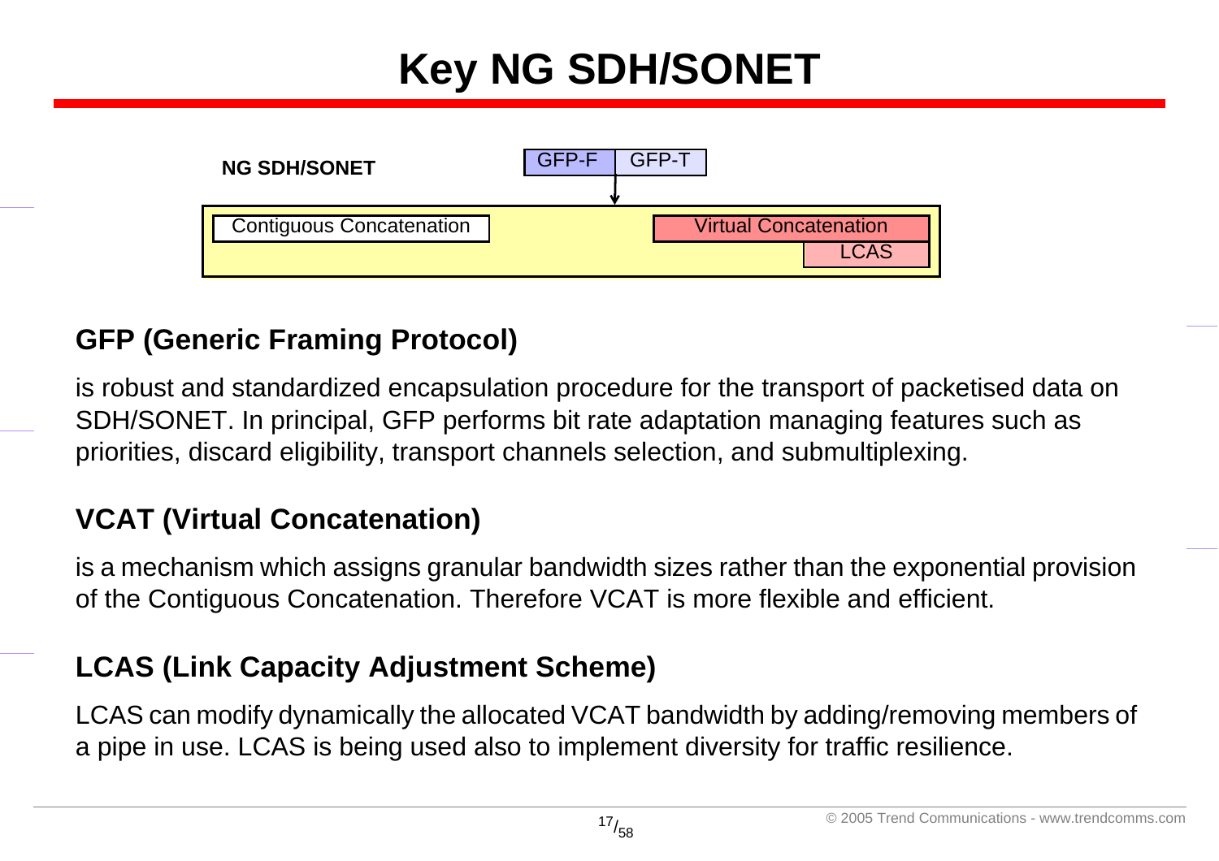# Key NG SDH/SONET

**NG SDH/SONET**

GFP-F | GFP-T

Contiguous Concatenation

Virtual Concatenation

LCAS

### GFP (Generic Framing Protocol)

is robust and standardized encapsulation procedure for the transport of packetised data on SDH/SONET. In principal, GFP performs bit rate adaptation managing features such as priorities, discard eligibility, transport channels selection, and submultiplexing.

### VCAT (Virtual Concatenation)

is a mechanism which assigns granular bandwidth sizes rather than the exponential provision of the Contiguous Concatenation. Therefore VCAT is more flexible and efficient.

### LCAS (Link Capacity Adjustment Scheme)

LCAS can modify dynamically the allocated VCAT bandwidth by adding/removing members of a pipe in use. LCAS is being used also to implement diversity for traffic resilience.

© 2005 Trend Communications - www.trendcomms.com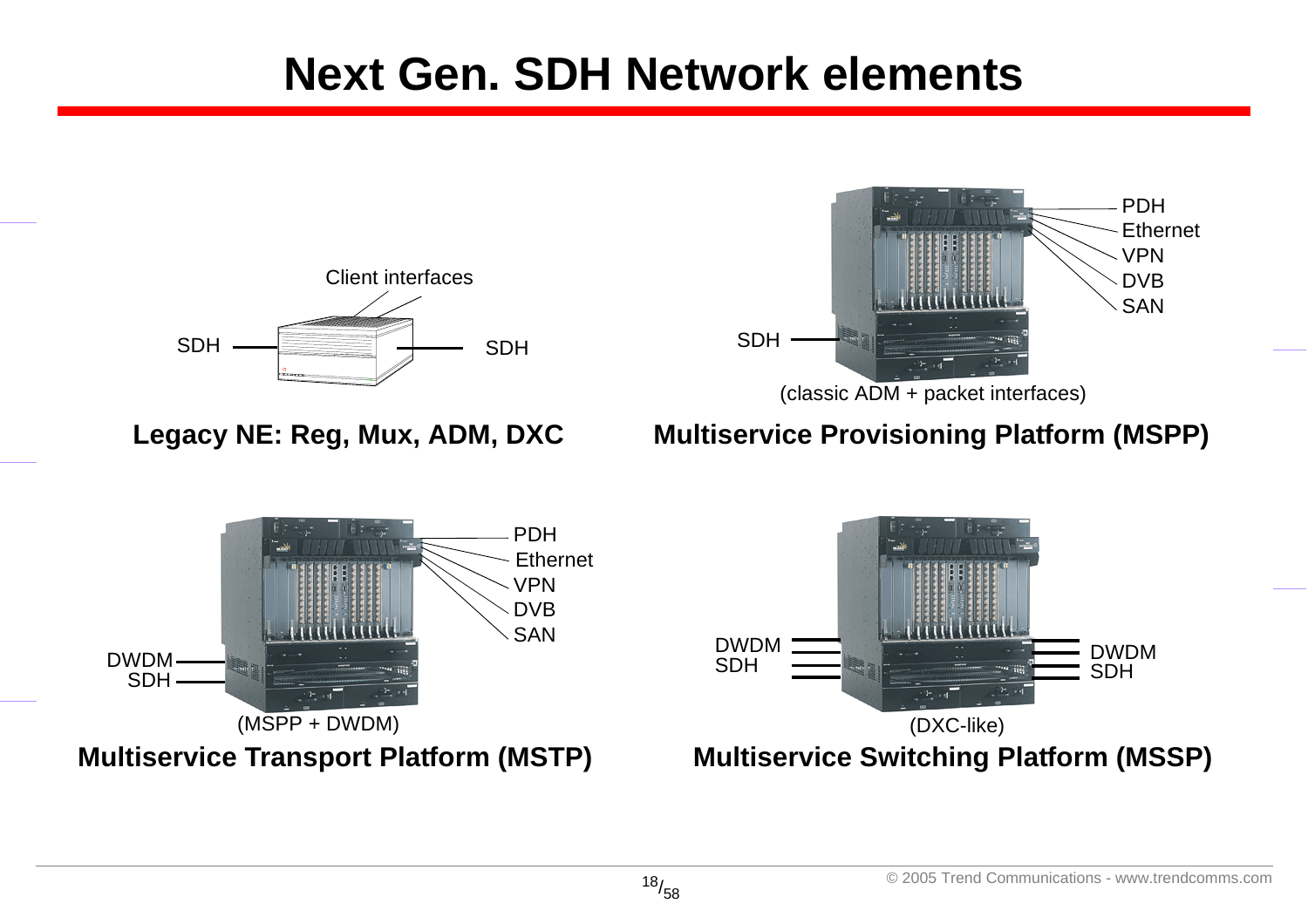# Next Gen. SDH Network elements

Client interfaces

SDH — SDH

**Legacy NE: Reg, Mux, ADM, DXC**

PDH
Ethernet
VPN
DVB
SAN

SDH

(classic ADM + packet interfaces)

**Multiservice Provisioning Platform (MSPP)**

PDH
Ethernet
VPN
DVB
SAN

DWDM
SDH

(MSPP + DWDM)

**Multiservice Transport Platform (MSTP)**

DWDM
SDH

DWDM
SDH

(DXC-like)

**Multiservice Switching Platform (MSSP)**

© 2005 Trend Communications - www.trendcomms.com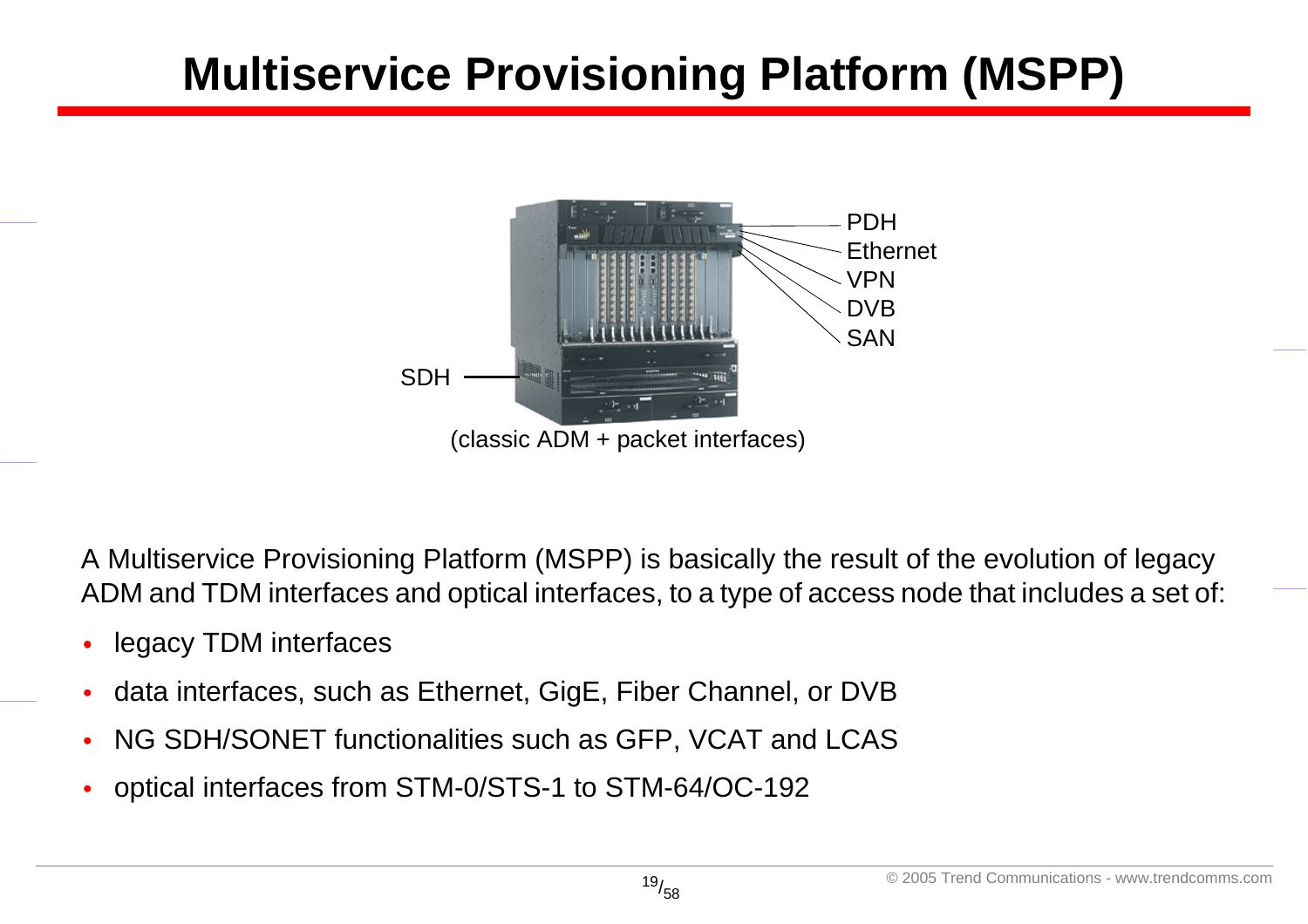# Multiservice Provisioning Platform (MSPP)

PDH
Ethernet
VPN
DVB
SAN

SDH

(classic ADM + packet interfaces)

A Multiservice Provisioning Platform (MSPP) is basically the result of the evolution of legacy ADM and TDM interfaces and optical interfaces, to a type of access node that includes a set of:

- legacy TDM interfaces
- data interfaces, such as Ethernet, GigE, Fiber Channel, or DVB
- NG SDH/SONET functionalities such as GFP, VCAT and LCAS
- optical interfaces from STM-0/STS-1 to STM-64/OC-192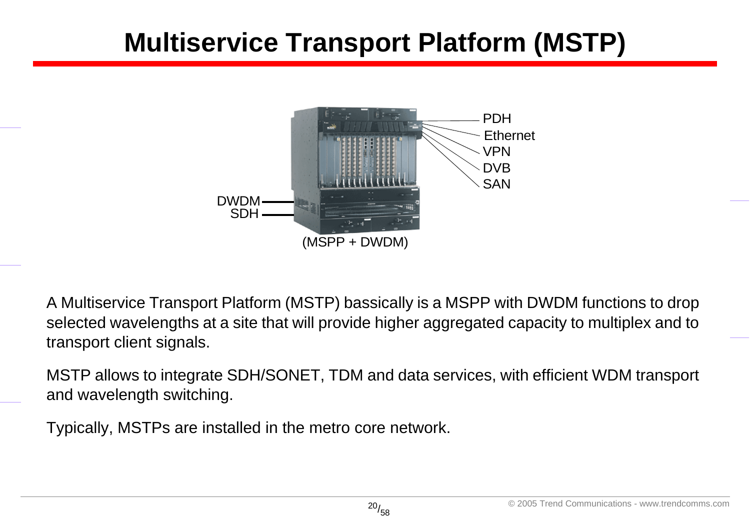# Multiservice Transport Platform (MSTP)

PDH
Ethernet
VPN
DVB
SAN

DWDM
SDH

(MSPP + DWDM)

A Multiservice Transport Platform (MSTP) bassically is a MSPP with DWDM functions to drop selected wavelengths at a site that will provide higher aggregated capacity to multiplex and to transport client signals.

MSTP allows to integrate SDH/SONET, TDM and data services, with efficient WDM transport and wavelength switching.

Typically, MSTPs are installed in the metro core network.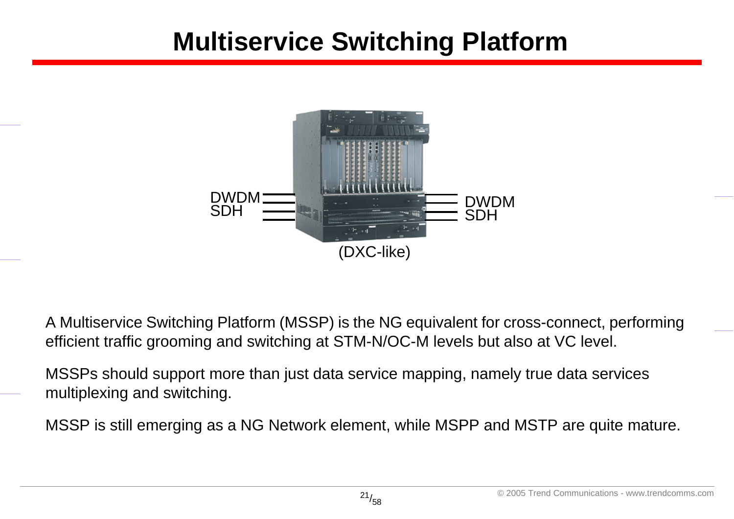# Multiservice Switching Platform

DWDM
SDH

DWDM
SDH

(DXC-like)

A Multiservice Switching Platform (MSSP) is the NG equivalent for cross-connect, performing efficient traffic grooming and switching at STM-N/OC-M levels but also at VC level.

MSSPs should support more than just data service mapping, namely true data services multiplexing and switching.

MSSP is still emerging as a NG Network element, while MSPP and MSTP are quite mature.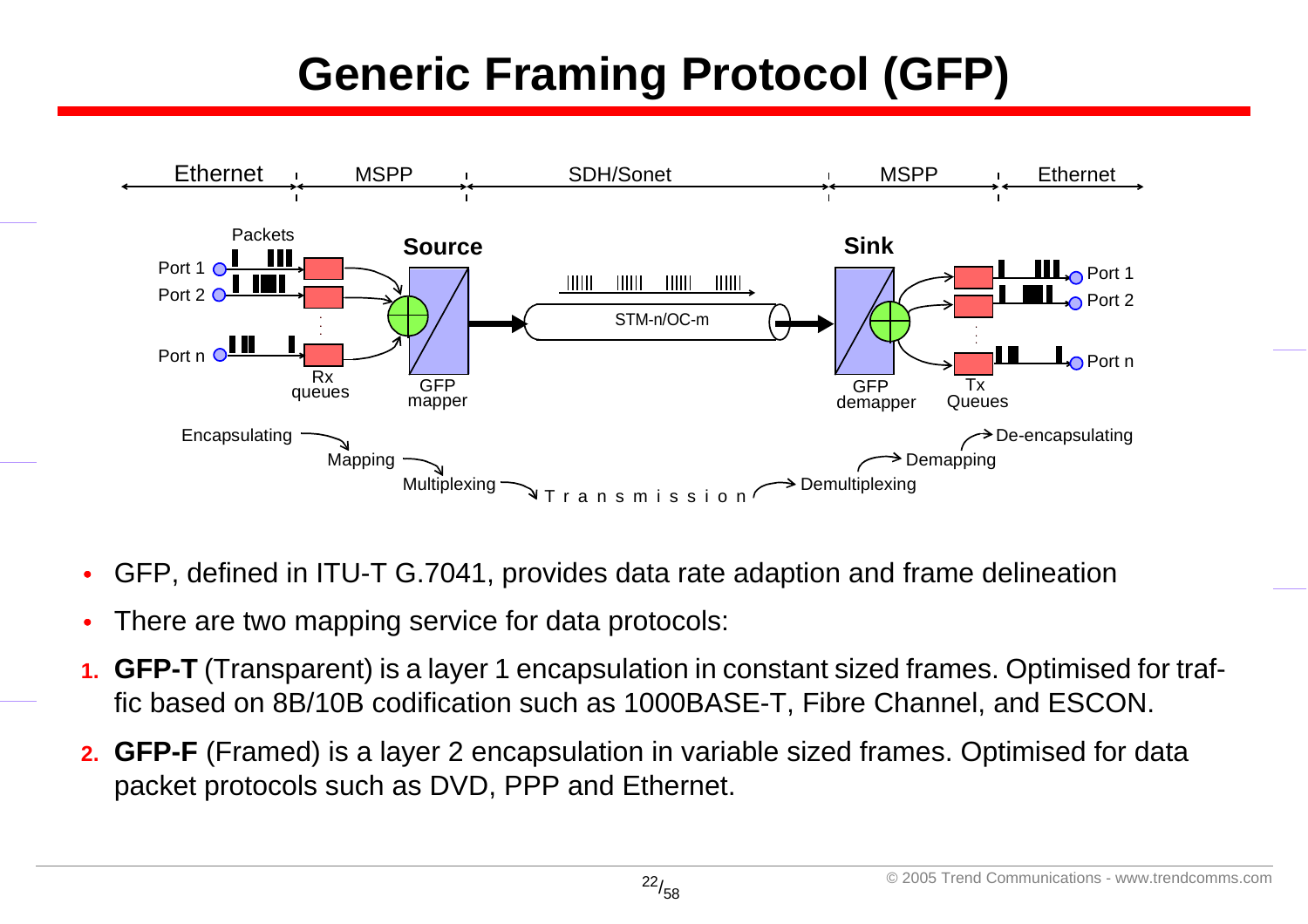# Generic Framing Protocol (GFP)

- GFP, defined in ITU-T G.7041, provides data rate adaption and frame delineation
- There are two mapping service for data protocols:

1. **GFP-T** (Transparent) is a layer 1 encapsulation in constant sized frames. Optimised for traffic based on 8B/10B codification such as 1000BASE-T, Fibre Channel, and ESCON.
2. **GFP-F** (Framed) is a layer 2 encapsulation in variable sized frames. Optimised for data packet protocols such as DVD, PPP and Ethernet.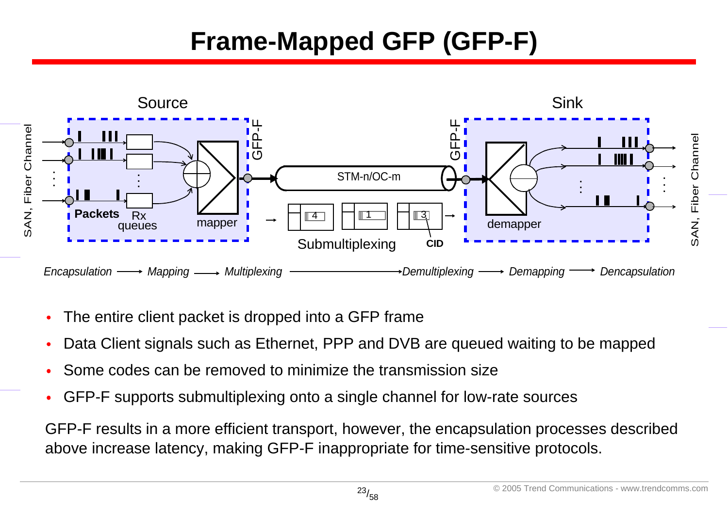# Frame-Mapped GFP (GFP-F)

Source

Sink

SAN, Fiber Channel

Packets

Rx queues

mapper

GFP-F

STM-n/OC-m

4 1 3

Submultiplexing

CID

GFP-F

demapper

SAN, Fiber Channel

*Encapsulation → Mapping → Multiplexing → Demultiplexing → Demapping → Dencapsulation*

- The entire client packet is dropped into a GFP frame
- Data Client signals such as Ethernet, PPP and DVB are queued waiting to be mapped
- Some codes can be removed to minimize the transmission size
- GFP-F supports submultiplexing onto a single channel for low-rate sources

GFP-F results in a more efficient transport, however, the encapsulation processes described above increase latency, making GFP-F inappropriate for time-sensitive protocols.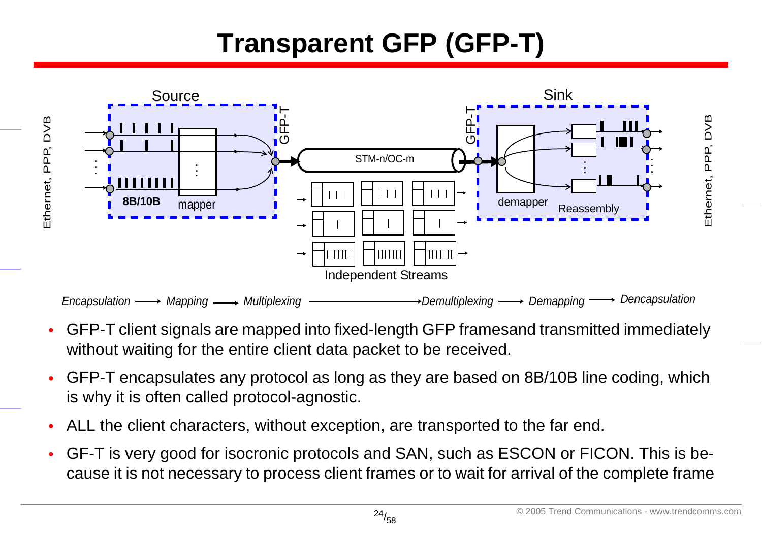# Transparent GFP (GFP-T)

Source

Sink

Ethernet, PPP, DVB

8B/10B

mapper

GFP-T

STM-n/OC-m

GFP-T

demapper

Reassembly

Ethernet, PPP, DVB

Independent Streams

*Encapsulation* ⟶ *Mapping* ⟶ *Multiplexing* ⟶ *Demultiplexing* ⟶ *Demapping* ⟶ *Dencapsulation*

- GFP-T client signals are mapped into fixed-length GFP framesand transmitted immediately without waiting for the entire client data packet to be received.
- GFP-T encapsulates any protocol as long as they are based on 8B/10B line coding, which is why it is often called protocol-agnostic.
- ALL the client characters, without exception, are transported to the far end.
- GF-T is very good for isocronic protocols and SAN, such as ESCON or FICON. This is be-cause it is not necessary to process client frames or to wait for arrival of the complete frame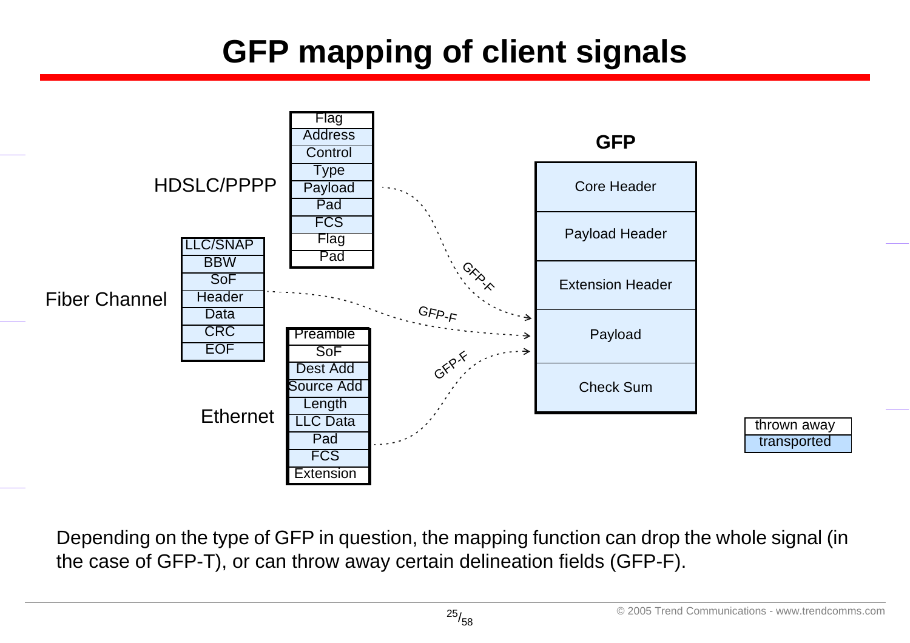# GFP mapping of client signals

HDSLC/PPPP

| Flag |
|---|
| Address |
| Control |
| Type |
| Payload |
| Pad |
| FCS |
| Flag |
| Pad |

Fiber Channel

| LLC/SNAP |
|---|
| BBW |
| SoF |
| Header |
| Data |
| CRC |
| EOF |

Ethernet

| Preamble |
|---|
| SoF |
| Dest Add |
| Source Add |
| Length |
| LLC Data |
| Pad |
| FCS |
| Extension |

GFP-F

GFP-F

GFP-F

**GFP**

| Core Header |
|---|
| Payload Header |
| Extension Header |
| Payload |
| Check Sum |

| thrown away |
|---|
| transported |

Depending on the type of GFP in question, the mapping function can drop the whole signal (in the case of GFP-T), or can throw away certain delineation fields (GFP-F).

© 2005 Trend Communications - www.trendcomms.com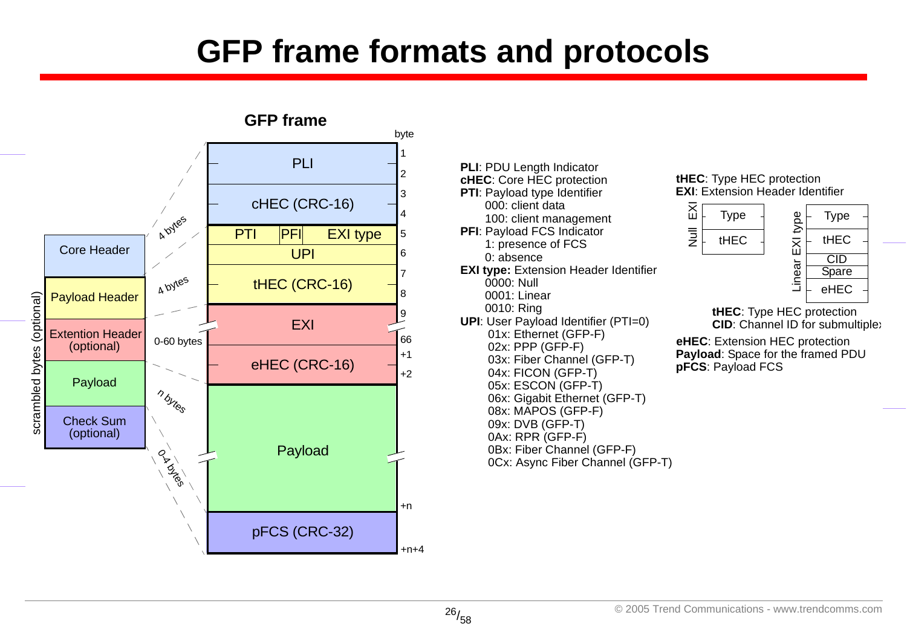# GFP frame formats and protocols

## GFP frame

| byte | Field |
|---|---|
| 1–2 | PLI |
| 3–4 | cHEC (CRC-16) |
| 5 | PTI / PFI / EXI type |
| 6 | UPI |
| 7–8 | tHEC (CRC-16) |
| 9–66 | EXI |
| +1 – +2 | eHEC (CRC-16) |
| … +n | Payload |
| +n+4 | pFCS (CRC-32) |

scrambled bytes (optional):

- Core Header — 4 bytes
- Payload Header — 4 bytes
- Extention Header (optional) — 0-60 bytes
- Payload — n bytes
- Check Sum (optional) — 0-4 bytes

**PLI**: PDU Length Indicator
**cHEC**: Core HEC protection
**PTI**: Payload type Identifier
- 000: client data
- 100: client management

**PFI**: Payload FCS Indicator
- 1: presence of FCS
- 0: absence

**EXI type:** Extension Header Identifier
- 0000: Null
- 0001: Linear
- 0010: Ring

**UPI**: User Payload Identifier (PTI=0)
- 01x: Ethernet (GFP-F)
- 02x: PPP (GFP-F)
- 03x: Fiber Channel (GFP-T)
- 04x: FICON (GFP-T)
- 05x: ESCON (GFP-T)
- 06x: Gigabit Ethernet (GFP-T)
- 08x: MAPOS (GFP-F)
- 09x: DVB (GFP-T)
- 0Ax: RPR (GFP-F)
- 0Bx: Fiber Channel (GFP-F)
- 0Cx: Async Fiber Channel (GFP-T)

**tHEC**: Type HEC protection
**EXI**: Extension Header Identifier

Null EXI: Type, tHEC

Linear EXI type: Type, tHEC, CID, Spare, eHEC

**tHEC**: Type HEC protection
**CID**: Channel ID for submultiplex

**eHEC**: Extension HEC protection
**Payload**: Space for the framed PDU
**pFCS**: Payload FCS

© 2005 Trend Communications - www.trendcomms.com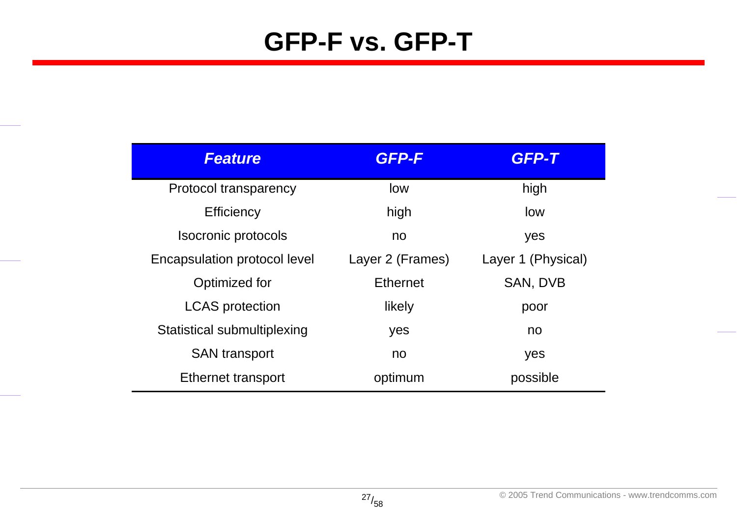# GFP-F vs. GFP-T

| *Feature* | *GFP-F* | *GFP-T* |
|---|---|---|
| Protocol transparency | low | high |
| Efficiency | high | low |
| Isocronic protocols | no | yes |
| Encapsulation protocol level | Layer 2 (Frames) | Layer 1 (Physical) |
| Optimized for | Ethernet | SAN, DVB |
| LCAS protection | likely | poor |
| Statistical submultiplexing | yes | no |
| SAN transport | no | yes |
| Ethernet transport | optimum | possible |

© 2005 Trend Communications - www.trendcomms.com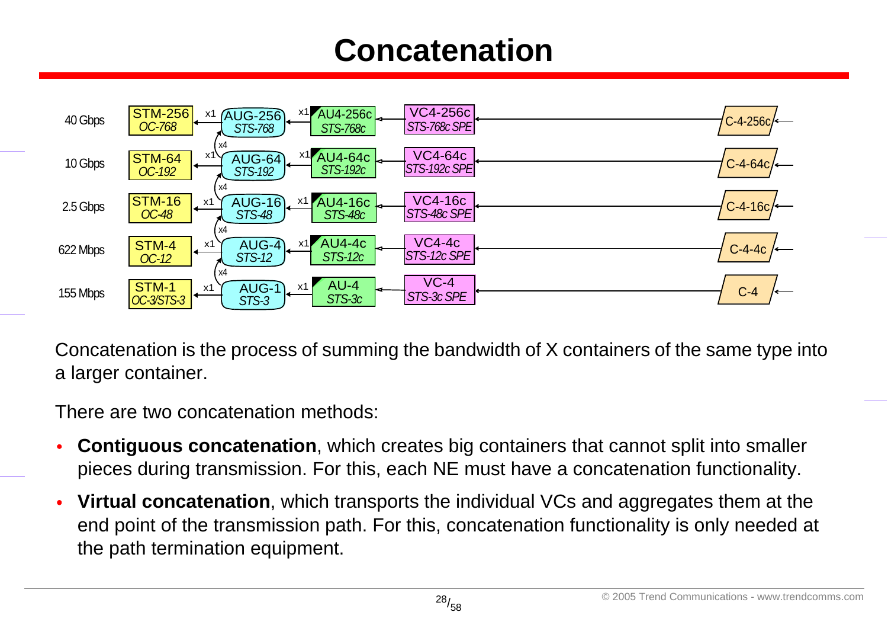# Concatenation

| Rate | STM / OC | | AUG / STS | | AU / STS | VC / SPE | C |
|---|---|---|---|---|---|---|---|
| 40 Gbps | STM-256 *OC-768* | x1 | AUG-256 *STS-768* | x1 | AU4-256c *STS-768c* | VC4-256c *STS-768c SPE* | C-4-256c |
| 10 Gbps | STM-64 *OC-192* | x1 | AUG-64 *STS-192* | x1 | AU4-64c *STS-192c* | VC4-64c *STS-192c SPE* | C-4-64c |
| 2.5 Gbps | STM-16 *OC-48* | x1 | AUG-16 *STS-48* | x1 | AU4-16c *STS-48c* | VC4-16c *STS-48c SPE* | C-4-16c |
| 622 Mbps | STM-4 *OC-12* | x1 | AUG-4 *STS-12* | x1 | AU4-4c *STS-12c* | VC4-4c *STS-12c SPE* | C-4-4c |
| 155 Mbps | STM-1 *OC-3/STS-3* | x1 | AUG-1 *STS-3* | x1 | AU-4 *STS-3c* | VC-4 *STS-3c SPE* | C-4 |

(Each AUG level is multiplexed x4 into the next higher AUG level.)

Concatenation is the process of summing the bandwidth of X containers of the same type into a larger container.

There are two concatenation methods:

- **Contiguous concatenation**, which creates big containers that cannot split into smaller pieces during transmission. For this, each NE must have a concatenation functionality.
- **Virtual concatenation**, which transports the individual VCs and aggregates them at the end point of the transmission path. For this, concatenation functionality is only needed at the path termination equipment.

© 2005 Trend Communications - www.trendcomms.com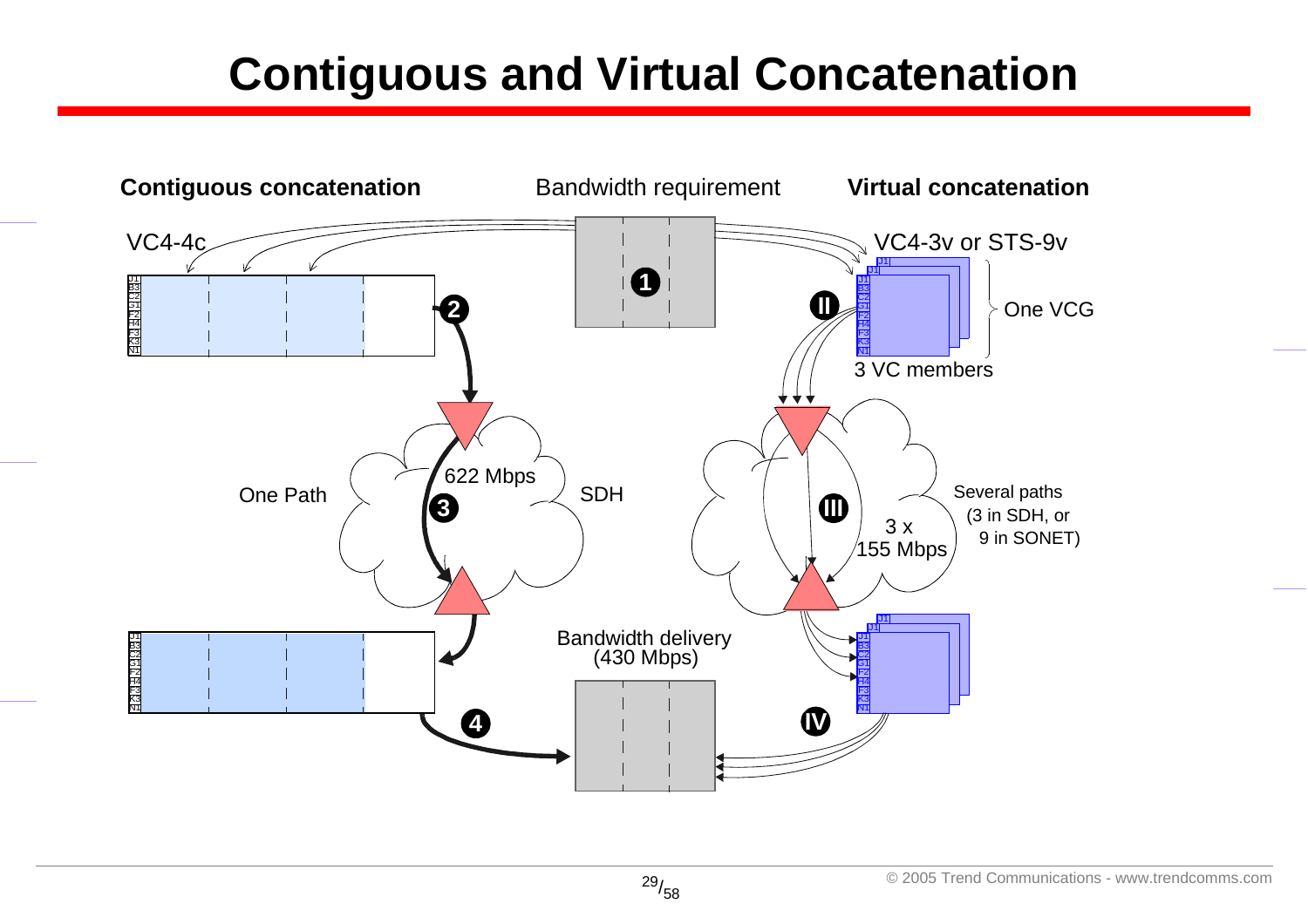# Contiguous and Virtual Concatenation

**Contiguous concatenation**

Bandwidth requirement

**Virtual concatenation**

VC4-4c

VC4-3v or STS-9v

One VCG

3 VC members

One Path

622 Mbps

SDH

Several paths (3 in SDH, or 9 in SONET)

3 x 155 Mbps

Bandwidth delivery (430 Mbps)

© 2005 Trend Communications - www.trendcomms.com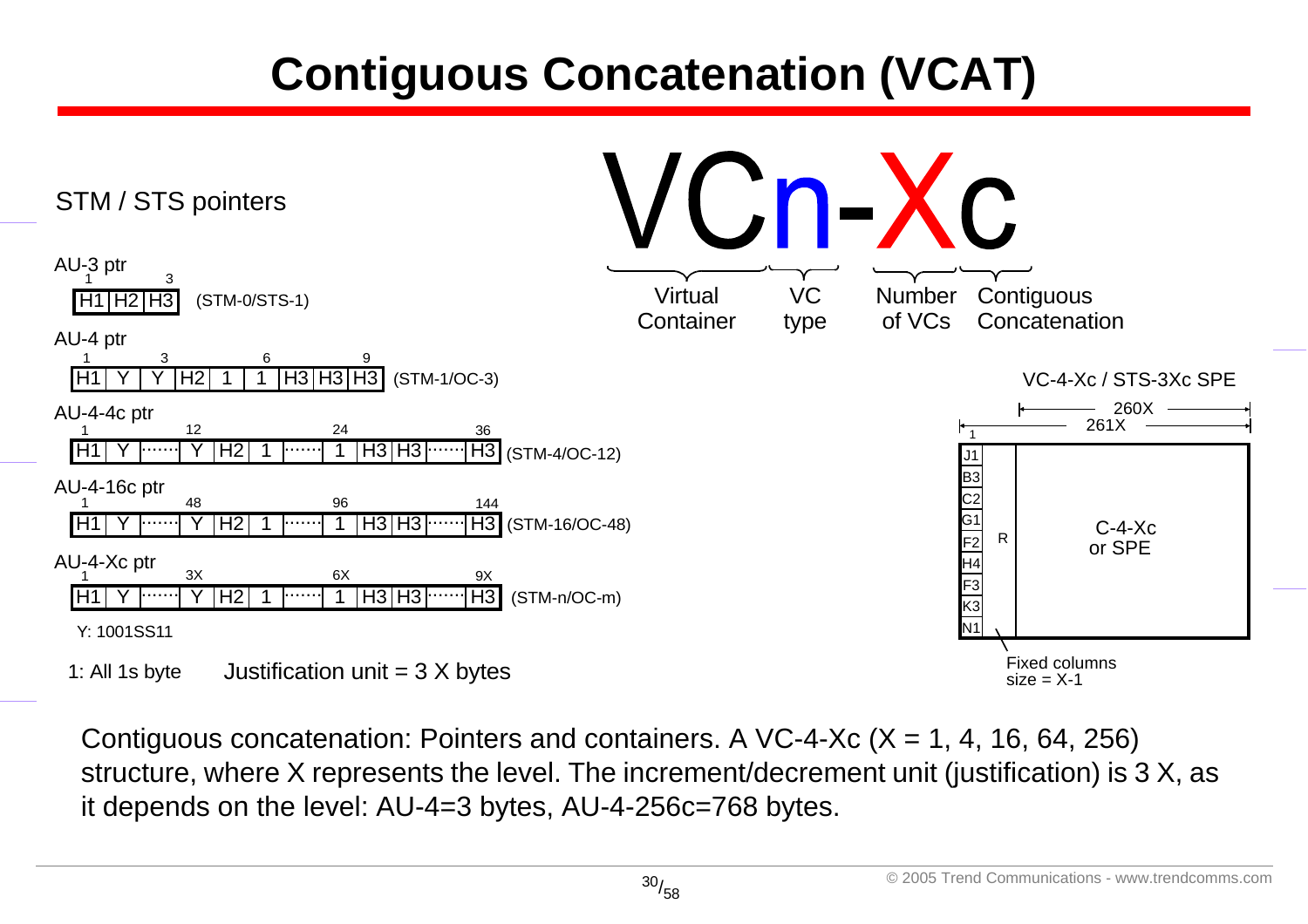# Contiguous Concatenation (VCAT)

STM / STS pointers

AU-3 ptr

| H1 | H2 | H3 |
|---|---|---|

(STM-0/STS-1)

AU-4 ptr

| H1 | Y | Y | H2 | 1 | 1 | H3 | H3 | H3 |
|---|---|---|---|---|---|---|---|---|

(STM-1/OC-3)

AU-4-4c ptr

| H1 | Y | ······· | Y | H2 | 1 | ······· | 1 | H3 | H3 | ······· | H3 |
|---|---|---|---|---|---|---|---|---|---|---|---|

(STM-4/OC-12) — positions 1, 12, 24, 36

AU-4-16c ptr

| H1 | Y | ······· | Y | H2 | 1 | ······· | 1 | H3 | H3 | ······· | H3 |
|---|---|---|---|---|---|---|---|---|---|---|---|

(STM-16/OC-48) — positions 1, 48, 96, 144

AU-4-Xc ptr

| H1 | Y | ······· | Y | H2 | 1 | ······· | 1 | H3 | H3 | ······· | H3 |
|---|---|---|---|---|---|---|---|---|---|---|---|

(STM-n/OC-m) — positions 1, 3X, 6X, 9X

Y: 1001SS11

1: All 1s byte

Justification unit = 3 X bytes

**VCn-Xc**: VC = Virtual Container; n = VC type; X = Number of VCs; c = Contiguous Concatenation

VC-4-Xc / STS-3Xc SPE

261X columns (260X for C-4-Xc or SPE). Path overhead column: J1, B3, C2, G1, F2, H4, F3, K3, N1; R: Fixed columns size = X-1; C-4-Xc or SPE.

Contiguous concatenation: Pointers and containers. A VC-4-Xc (X = 1, 4, 16, 64, 256) structure, where X represents the level. The increment/decrement unit (justification) is 3 X, as it depends on the level: AU-4=3 bytes, AU-4-256c=768 bytes.

© 2005 Trend Communications - www.trendcomms.com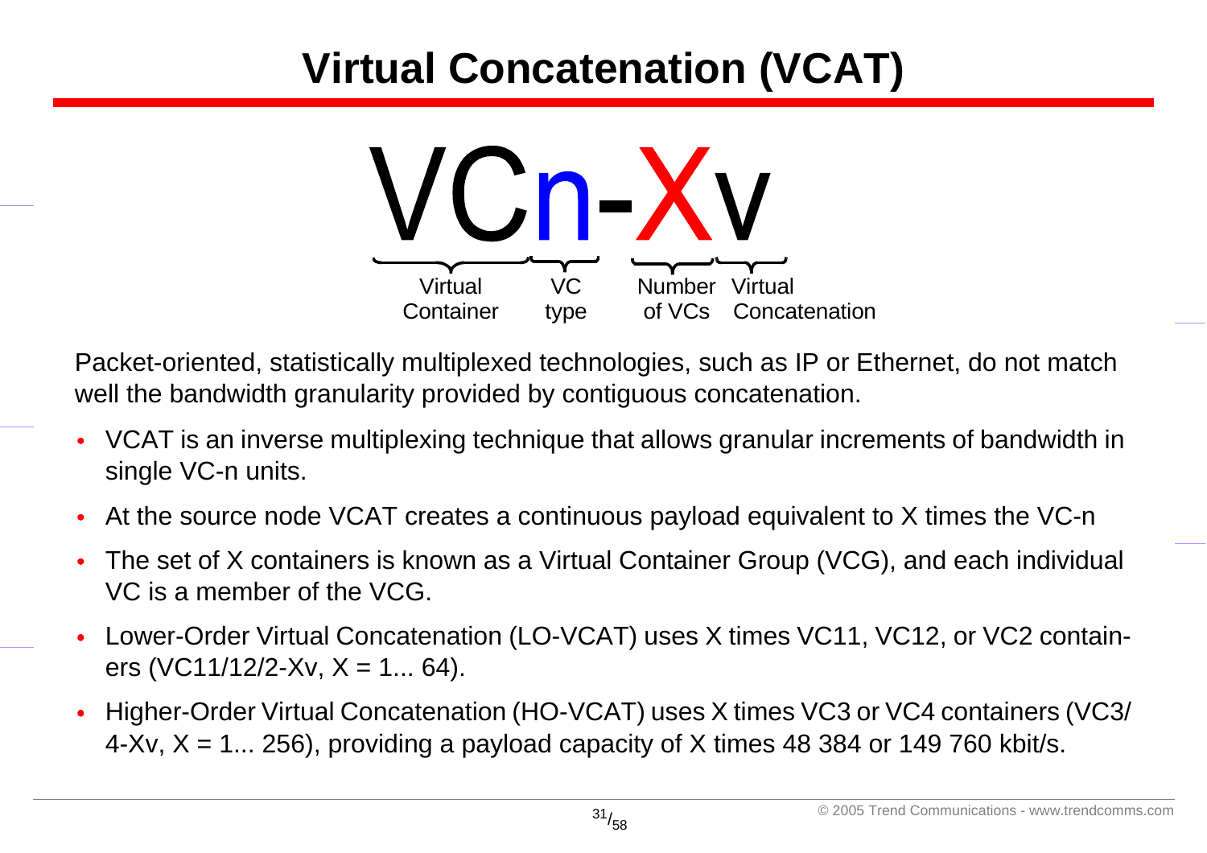# Virtual Concatenation (VCAT)

**VCn-Xv**

- VC — Virtual Container
- n — VC type
- X — Number of VCs
- v — Virtual Concatenation

Packet-oriented, statistically multiplexed technologies, such as IP or Ethernet, do not match well the bandwidth granularity provided by contiguous concatenation.

- VCAT is an inverse multiplexing technique that allows granular increments of bandwidth in single VC-n units.
- At the source node VCAT creates a continuous payload equivalent to X times the VC-n
- The set of X containers is known as a Virtual Container Group (VCG), and each individual VC is a member of the VCG.
- Lower-Order Virtual Concatenation (LO-VCAT) uses X times VC11, VC12, or VC2 containers (VC11/12/2-Xv, X = 1... 64).
- Higher-Order Virtual Concatenation (HO-VCAT) uses X times VC3 or VC4 containers (VC3/4-Xv, X = 1... 256), providing a payload capacity of X times 48 384 or 149 760 kbit/s.

© 2005 Trend Communications - www.trendcomms.com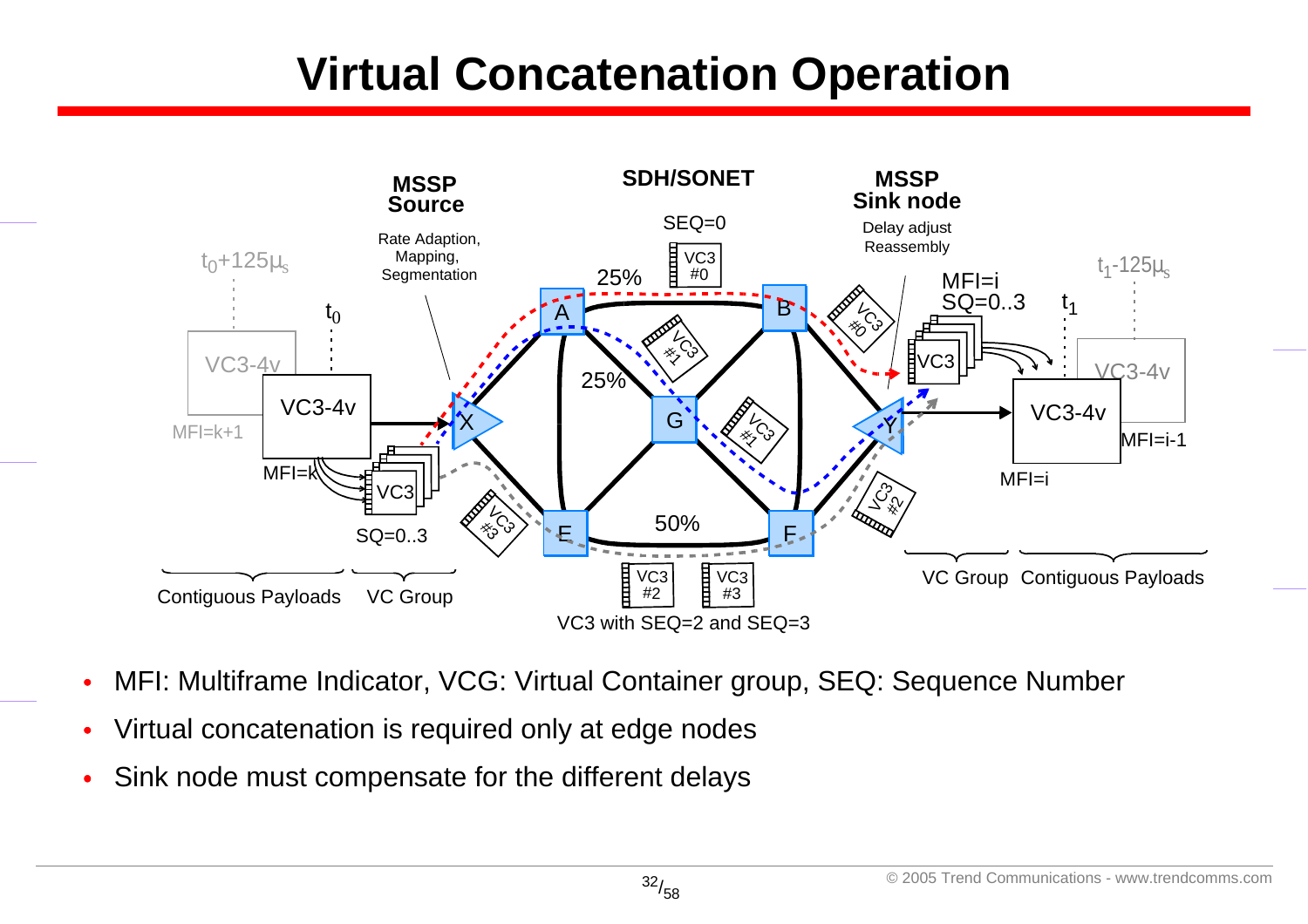# Virtual Concatenation Operation

- MFI: Multiframe Indicator, VCG: Virtual Container group, SEQ: Sequence Number
- Virtual concatenation is required only at edge nodes
- Sink node must compensate for the different delays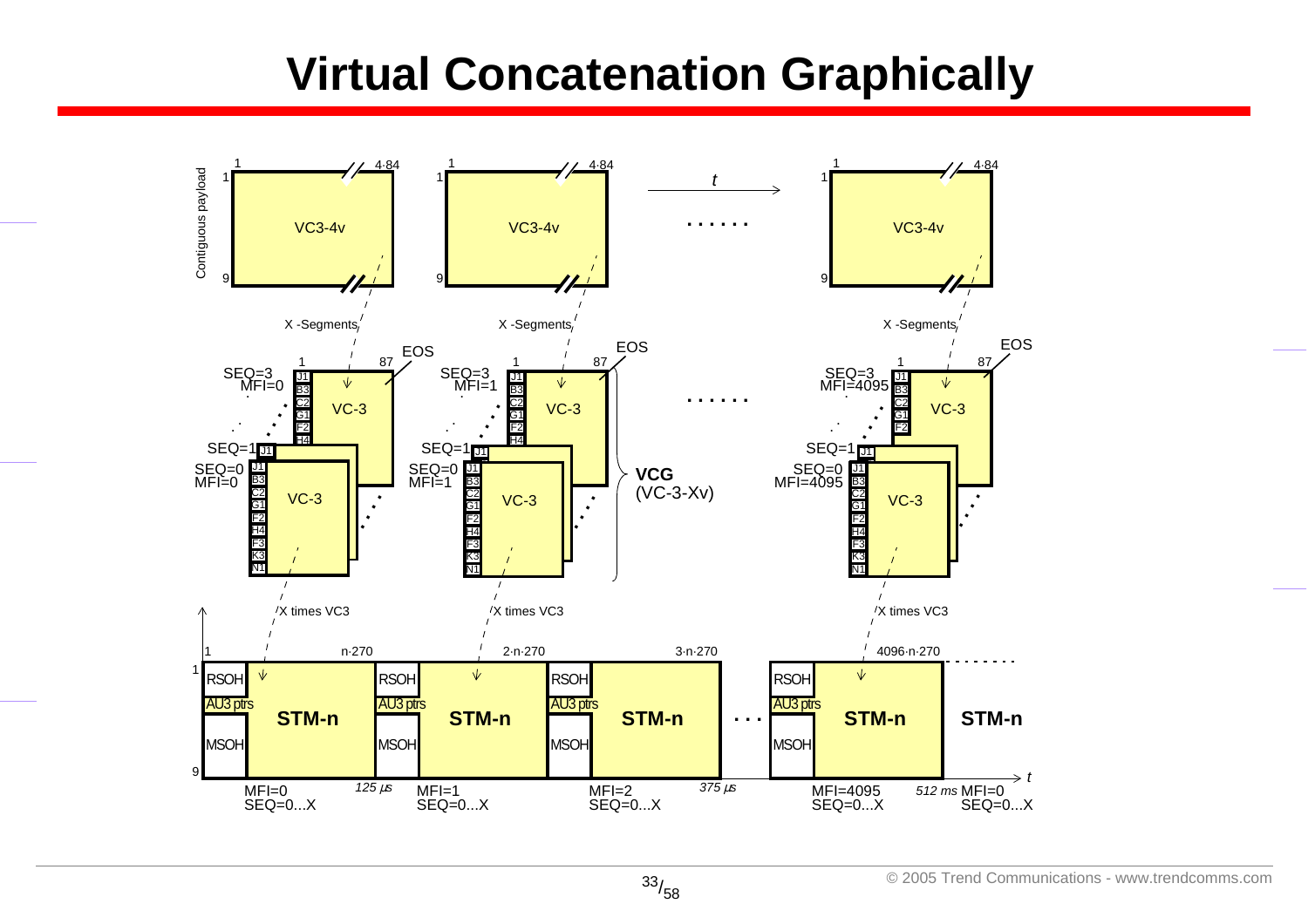# Virtual Concatenation Graphically

Contiguous payload

1 — 4·84

VC3-4v

X -Segments

EOS

SEQ=3 MFI=0 — VC-3 (J1, B3, C2, G1, F2, H4) — 1 … 87

SEQ=1

SEQ=0 MFI=0 — VC-3 (J1, B3, C2, G1, F2, H4, F3, K3, N1)

SEQ=3 MFI=1 — VC-3

SEQ=0 MFI=1 — VC-3

VCG (VC-3-Xv)

SEQ=3 MFI=4095 — VC-3

SEQ=0 MFI=4095 — VC-3

X times VC3

t

STM-n: RSOH, AU3 ptrs, MSOH

1 — n·270 — 2·n·270 — 3·n·270 — 4096·n·270

MFI=0 SEQ=0...X — 125 µs — MFI=1 SEQ=0...X — MFI=2 SEQ=0...X — 375 µs — MFI=4095 SEQ=0...X — 512 ms MFI=0 SEQ=0...X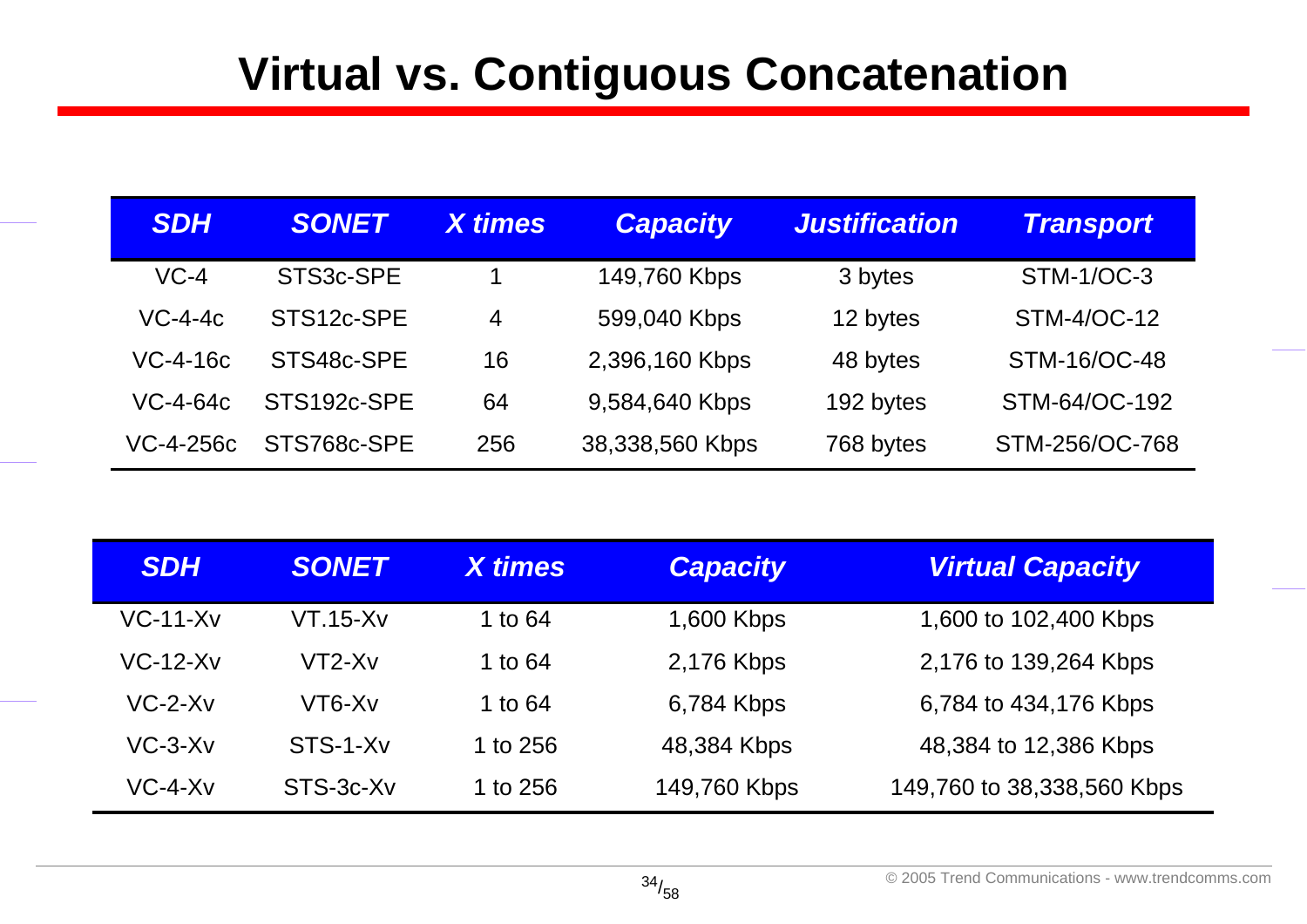# Virtual vs. Contiguous Concatenation

| *SDH* | *SONET* | *X times* | *Capacity* | *Justification* | *Transport* |
|---|---|---|---|---|---|
| VC-4 | STS3c-SPE | 1 | 149,760 Kbps | 3 bytes | STM-1/OC-3 |
| VC-4-4c | STS12c-SPE | 4 | 599,040 Kbps | 12 bytes | STM-4/OC-12 |
| VC-4-16c | STS48c-SPE | 16 | 2,396,160 Kbps | 48 bytes | STM-16/OC-48 |
| VC-4-64c | STS192c-SPE | 64 | 9,584,640 Kbps | 192 bytes | STM-64/OC-192 |
| VC-4-256c | STS768c-SPE | 256 | 38,338,560 Kbps | 768 bytes | STM-256/OC-768 |

| *SDH* | *SONET* | *X times* | *Capacity* | *Virtual Capacity* |
|---|---|---|---|---|
| VC-11-Xv | VT.15-Xv | 1 to 64 | 1,600 Kbps | 1,600 to 102,400 Kbps |
| VC-12-Xv | VT2-Xv | 1 to 64 | 2,176 Kbps | 2,176 to 139,264 Kbps |
| VC-2-Xv | VT6-Xv | 1 to 64 | 6,784 Kbps | 6,784 to 434,176 Kbps |
| VC-3-Xv | STS-1-Xv | 1 to 256 | 48,384 Kbps | 48,384 to 12,386 Kbps |
| VC-4-Xv | STS-3c-Xv | 1 to 256 | 149,760 Kbps | 149,760 to 38,338,560 Kbps |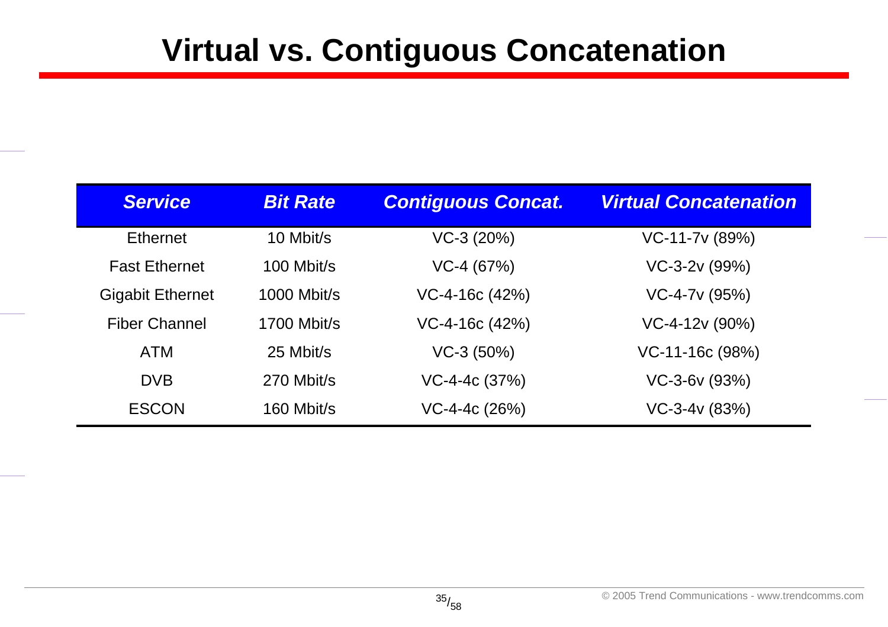# Virtual vs. Contiguous Concatenation

| *Service* | *Bit Rate* | *Contiguous Concat.* | *Virtual Concatenation* |
|---|---|---|---|
| Ethernet | 10 Mbit/s | VC-3 (20%) | VC-11-7v (89%) |
| Fast Ethernet | 100 Mbit/s | VC-4 (67%) | VC-3-2v (99%) |
| Gigabit Ethernet | 1000 Mbit/s | VC-4-16c (42%) | VC-4-7v (95%) |
| Fiber Channel | 1700 Mbit/s | VC-4-16c (42%) | VC-4-12v (90%) |
| ATM | 25 Mbit/s | VC-3 (50%) | VC-11-16c (98%) |
| DVB | 270 Mbit/s | VC-4-4c (37%) | VC-3-6v (93%) |
| ESCON | 160 Mbit/s | VC-4-4c (26%) | VC-3-4v (83%) |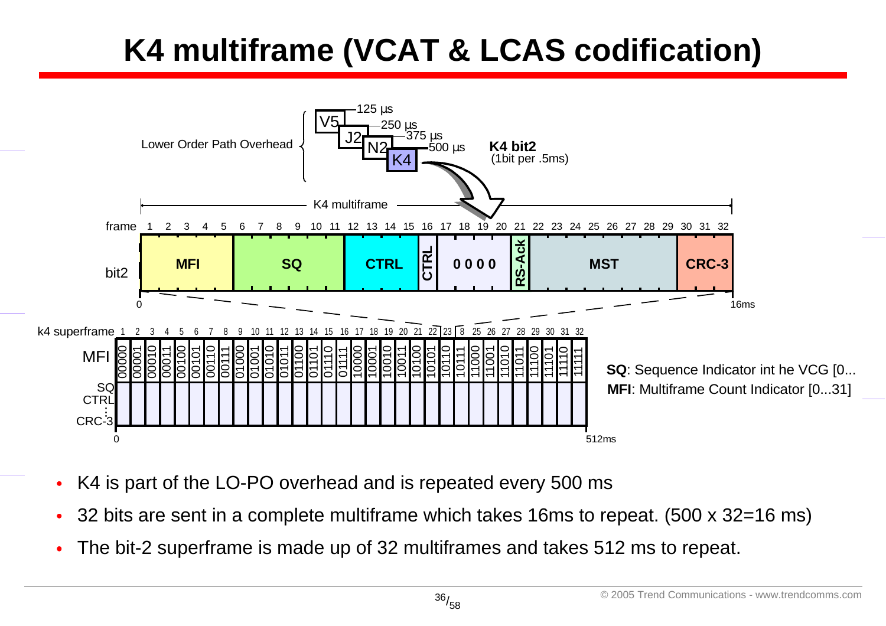# K4 multiframe (VCAT & LCAS codification)

Lower Order Path Overhead

- V5 — 125 µs
- J2 — 250 µs
- N2 — 375 µs
- K4 — 500 µs

**K4 bit2** (1bit per .5ms)

K4 multiframe

| frame | 1–4 | 5–8 | 9–12 | 13–16 | 17–20 | 21 | 22–28 | 29–32 |
|---|---|---|---|---|---|---|---|---|
| bit2 | **MFI** | **SQ** | **CTRL** | **CTRL** / **0 0 0 0** | | **RS-Ack** | **MST** | **CRC-3** |

0 — 16ms

k4 superframe 1 … 32

| | 1 | 2 | 3 | 4 | 5 | 6 | 7 | 8 | 9 | 10 | 11 | 12 | 13 | 14 | 15 | 16 | 17 | 18 | 19 | 20 | 21 | 22 | 23 | 24 | 25 | 26 | 27 | 28 | 29 | 30 | 31 | 32 |
|---|---|---|---|---|---|---|---|---|---|---|---|---|---|---|---|---|---|---|---|---|---|---|---|---|---|---|---|---|---|---|---|---|
| MFI | 00000 | 00001 | 00010 | 00011 | 00100 | 00101 | 00110 | 00111 | 01000 | 01001 | 01010 | 01011 | 01100 | 01101 | 01110 | 01111 | 10000 | 10001 | 10010 | 10011 | 10100 | 10101 | 10110 | 10111 | 11000 | 11001 | 11010 | 11011 | 11100 | 11101 | 11110 | 11111 |
| SQ CTRL ⋮ CRC-3 | | | | | | | | | | | | | | | | | | | | | | | | | | | | | | | | |

0 — 512ms

**SQ**: Sequence Indicator int he VCG [0...

**MFI**: Multiframe Count Indicator [0...31]

- K4 is part of the LO-PO overhead and is repeated every 500 ms
- 32 bits are sent in a complete multiframe which takes 16ms to repeat. (500 x 32=16 ms)
- The bit-2 superframe is made up of 32 multiframes and takes 512 ms to repeat.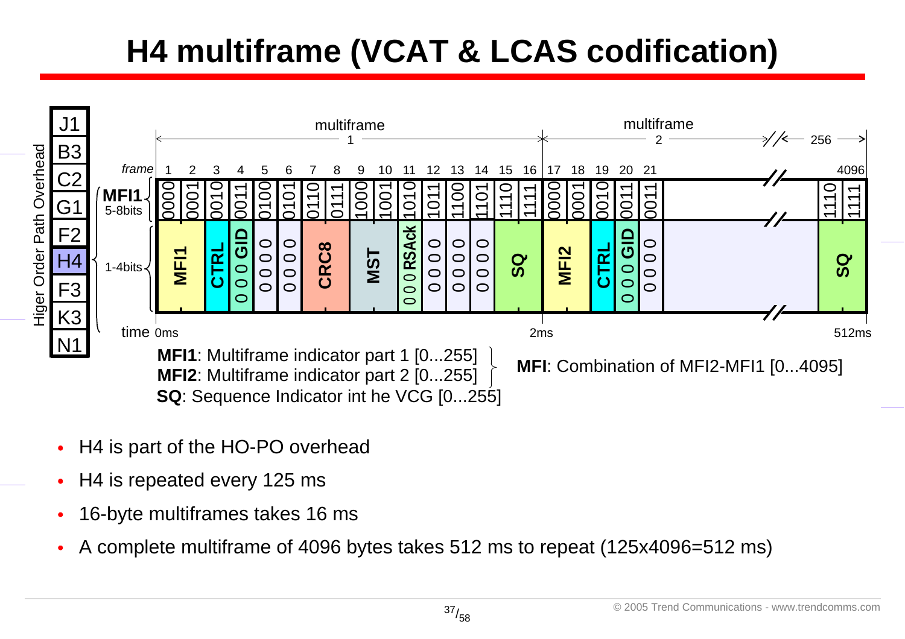# H4 multiframe (VCAT & LCAS codification)

Higer Order Path Overhead: J1, B3, C2, G1, F2, H4, F3, K3, N1

| frame | 1 | 2 | 3 | 4 | 5 | 6 | 7 | 8 | 9 | 10 | 11 | 12 | 13 | 14 | 15 | 16 | 17 | 18 | 19 | 20 | 21 | ... | 4096 |
|---|---|---|---|---|---|---|---|---|---|---|---|---|---|---|---|---|---|---|---|---|---|---|---|
| MFI1 5-8bits | 0000 | 0001 | 0010 | 0011 | 0100 | 0101 | 0110 | 0111 | 1000 | 1001 | 1010 | 1011 | 1100 | 1101 | 1110 | 1111 | 0000 | 0001 | 0010 | 0011 | 0011 | ... | 1110 1111 |
| 1-4bits | MFI1 | | CTRL | 000 GID | 0000 | 0000 | CRC8 | | MST | | 000 RSAck | 0000 | 0000 | 0000 | SQ | | MFI2 | | CTRL | 000 GID | 0000 | ... | SQ |

multiframe 1 (0ms – 2ms), multiframe 2, ... 256 (512ms)

**MFI1**: Multiframe indicator part 1 [0...255]
**MFI2**: Multiframe indicator part 2 [0...255]
**MFI**: Combination of MFI2-MFI1 [0...4095]
**SQ**: Sequence Indicator int he VCG [0...255]

- H4 is part of the HO-PO overhead
- H4 is repeated every 125 ms
- 16-byte multiframes takes 16 ms
- A complete multiframe of 4096 bytes takes 512 ms to repeat (125x4096=512 ms)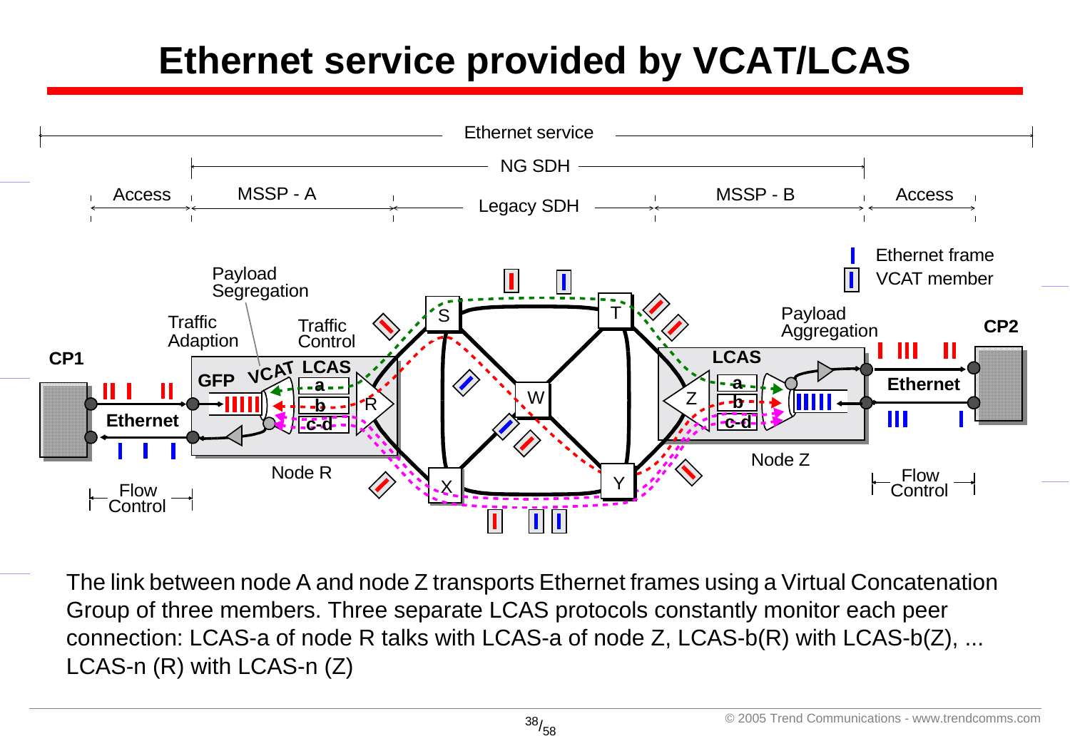# Ethernet service provided by VCAT/LCAS

The link between node A and node Z transports Ethernet frames using a Virtual Concatenation Group of three members. Three separate LCAS protocols constantly monitor each peer connection: LCAS-a of node R talks with LCAS-a of node Z, LCAS-b(R) with LCAS-b(Z), ... LCAS-n (R) with LCAS-n (Z)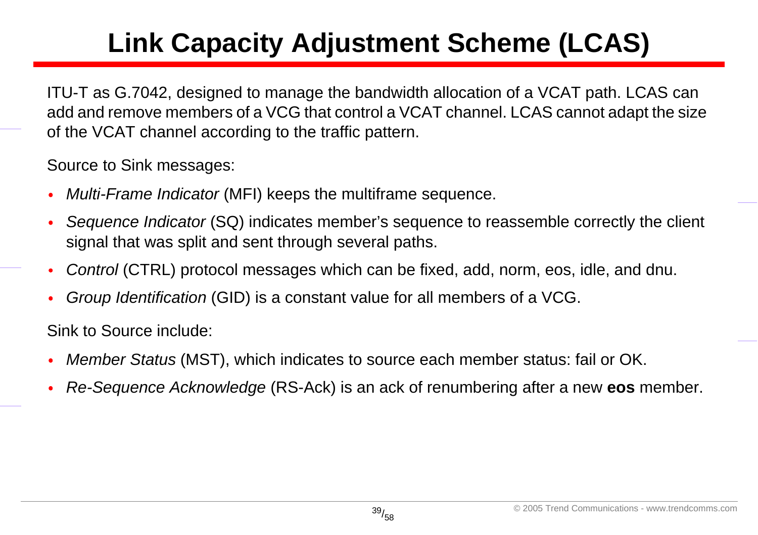# Link Capacity Adjustment Scheme (LCAS)

ITU-T as G.7042, designed to manage the bandwidth allocation of a VCAT path. LCAS can add and remove members of a VCG that control a VCAT channel. LCAS cannot adapt the size of the VCAT channel according to the traffic pattern.

Source to Sink messages:

- *Multi-Frame Indicator* (MFI) keeps the multiframe sequence.
- *Sequence Indicator* (SQ) indicates member's sequence to reassemble correctly the client signal that was split and sent through several paths.
- *Control* (CTRL) protocol messages which can be fixed, add, norm, eos, idle, and dnu.
- *Group Identification* (GID) is a constant value for all members of a VCG.

Sink to Source include:

- *Member Status* (MST), which indicates to source each member status: fail or OK.
- *Re-Sequence Acknowledge* (RS-Ack) is an ack of renumbering after a new **eos** member.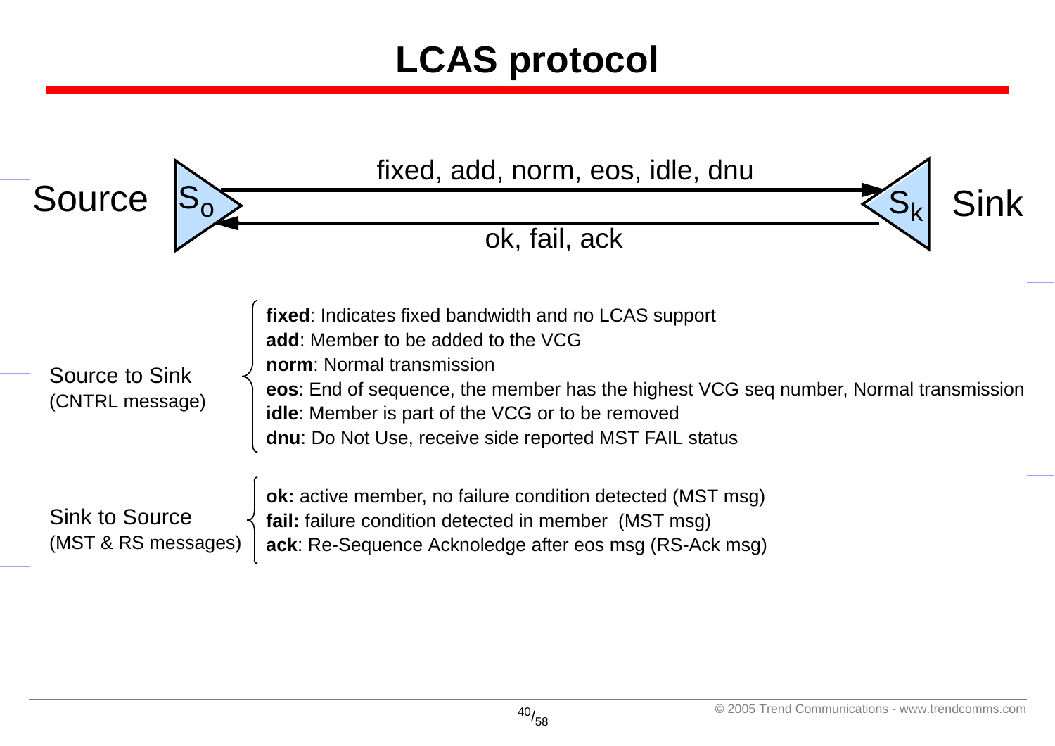# LCAS protocol

Source $S_o$ → $S_k$ Sink

fixed, add, norm, eos, idle, dnu

ok, fail, ack

Source to Sink
(CNTRL message)

- **fixed**: Indicates fixed bandwidth and no LCAS support
- **add**: Member to be added to the VCG
- **norm**: Normal transmission
- **eos**: End of sequence, the member has the highest VCG seq number, Normal transmission
- **idle**: Member is part of the VCG or to be removed
- **dnu**: Do Not Use, receive side reported MST FAIL status

Sink to Source
(MST & RS messages)

- **ok:** active member, no failure condition detected (MST msg)
- **fail:** failure condition detected in member (MST msg)
- **ack**: Re-Sequence Acknoledge after eos msg (RS-Ack msg)

© 2005 Trend Communications - www.trendcomms.com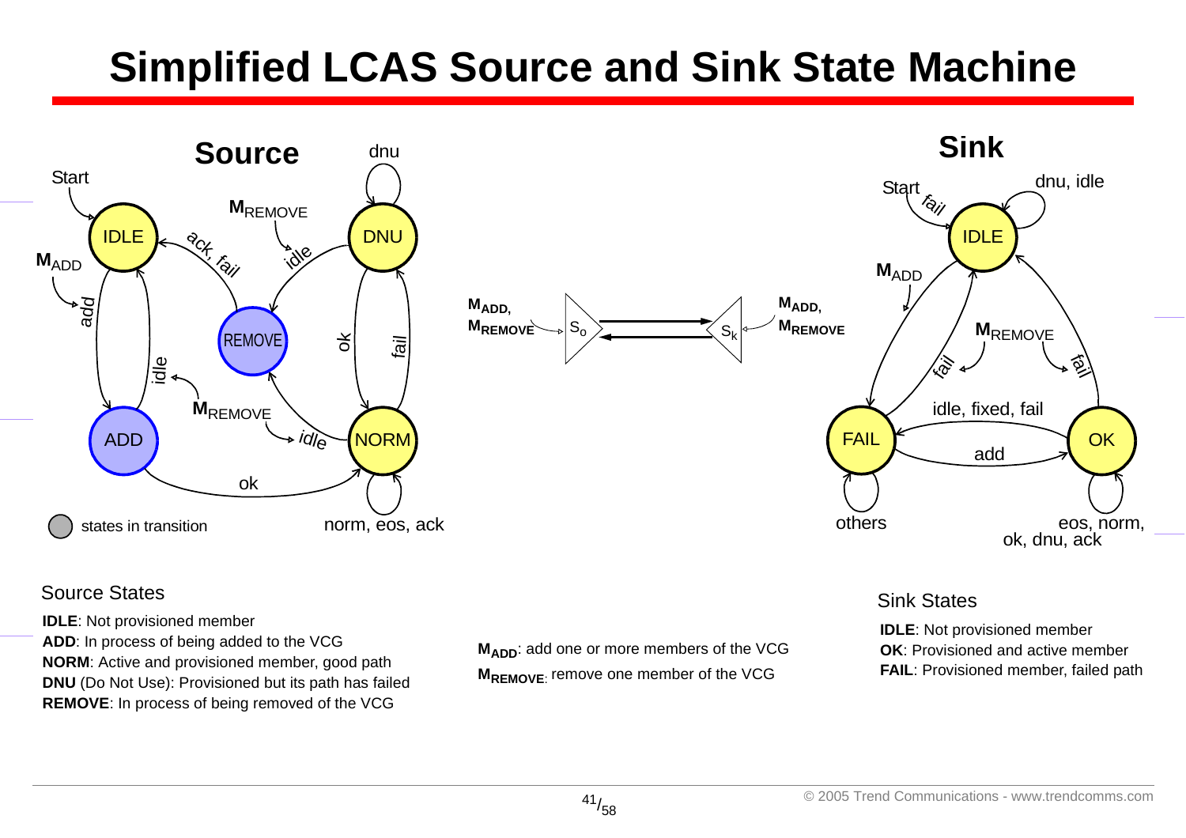# Simplified LCAS Source and Sink State Machine

## Source

Start

$M_{ADD}$

$M_{REMOVE}$

IDLE — add → ADD; ADD — ok → NORM; ADD — idle → IDLE

NORM — idle → REMOVE; NORM — fail → DNU; NORM self-loop: norm, eos, ack

DNU — idle → REMOVE; DNU — ok → NORM; DNU self-loop: dnu

REMOVE — ack, fail → IDLE

states in transition

## Sink

Start

$M_{ADD}$

$M_{REMOVE}$

IDLE self-loop: dnu, idle; IDLE — fail → FAIL

FAIL — add → OK; FAIL — fail → IDLE; FAIL self-loop: others

OK — idle, fixed, fail → FAIL; OK — fail → IDLE; OK self-loop: eos, norm, ok, dnu, ack

$M_{ADD}$, $M_{REMOVE}$ → $S_o$ ⇄ $S_k$ ← $M_{ADD}$, $M_{REMOVE}$

### Source States

**IDLE**: Not provisioned member
**ADD**: In process of being added to the VCG
**NORM**: Active and provisioned member, good path
**DNU** (Do Not Use): Provisioned but its path has failed
**REMOVE**: In process of being removed of the VCG

$M_{ADD}$: add one or more members of the VCG
$M_{REMOVE}$: remove one member of the VCG

### Sink States

**IDLE**: Not provisioned member
**OK**: Provisioned and active member
**FAIL**: Provisioned member, failed path

© 2005 Trend Communications - www.trendcomms.com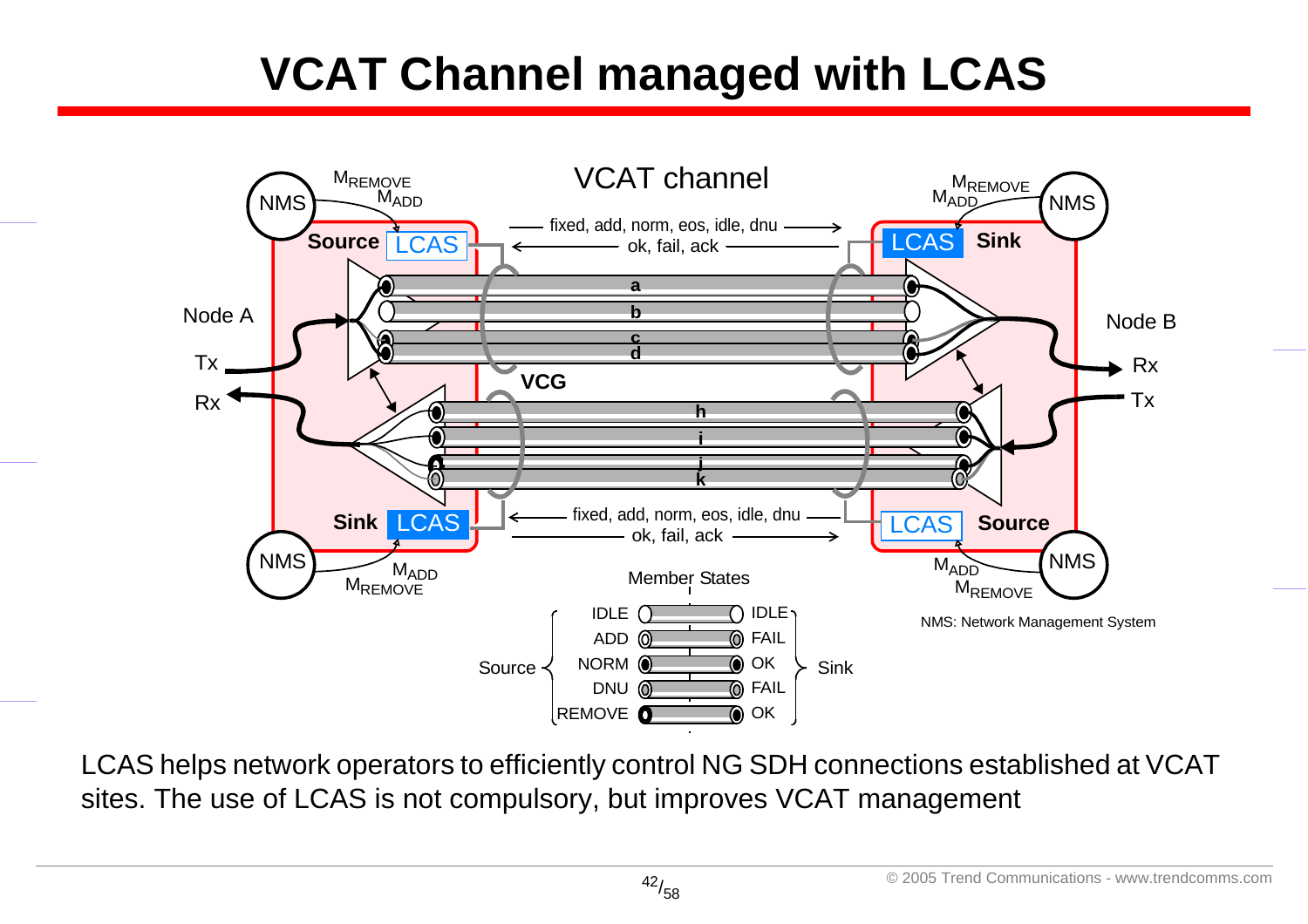# VCAT Channel managed with LCAS

LCAS helps network operators to efficiently control NG SDH connections established at VCAT sites. The use of LCAS is not compulsory, but improves VCAT management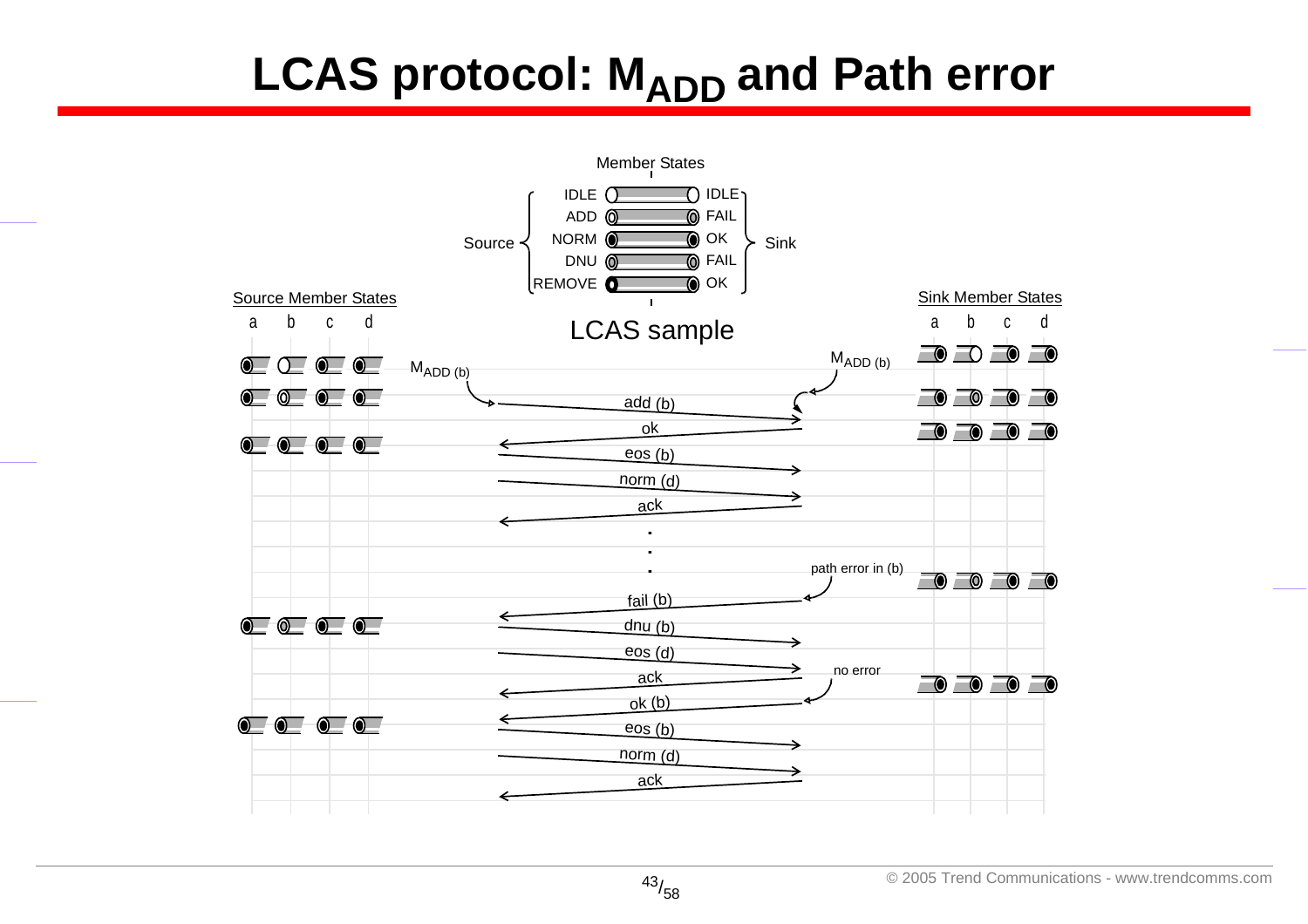# LCAS protocol: $M_{ADD}$ and Path error

Member States

| Source | | Sink |
|---|---|---|
| IDLE | | IDLE |
| ADD | | FAIL |
| NORM | | OK |
| DNU | | FAIL |
| REMOVE | | OK |

LCAS sample

Source Member States: a b c d

Sink Member States: a b c d

$M_{ADD (b)}$

$M_{ADD (b)}$

add (b)

ok

eos (b)

norm (d)

ack

path error in (b)

fail (b)

dnu (b)

eos (d)

ack

no error

ok (b)

eos (b)

norm (d)

ack

© 2005 Trend Communications - www.trendcomms.com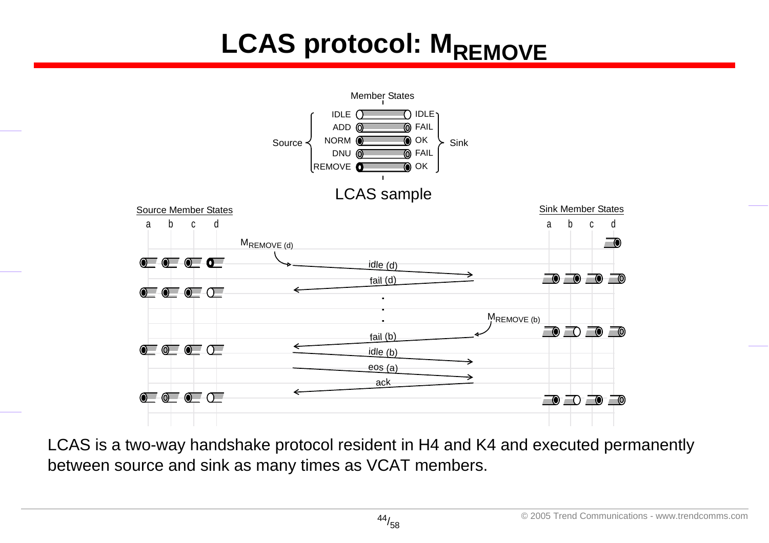# LCAS protocol: $M_{REMOVE}$

Member States

| Source | | Sink |
|---|---|---|
| IDLE | | IDLE |
| ADD | | FAIL |
| NORM | | OK |
| DNU | | FAIL |
| REMOVE | | OK |

LCAS sample

Source Member States: a b c d

Sink Member States: a b c d

$M_{REMOVE\ (d)}$

idle (d)

fail (d)

$M_{REMOVE\ (b)}$

fail (b)

idle (b)

eos (a)

ack

LCAS is a two-way handshake protocol resident in H4 and K4 and executed permanently between source and sink as many times as VCAT members.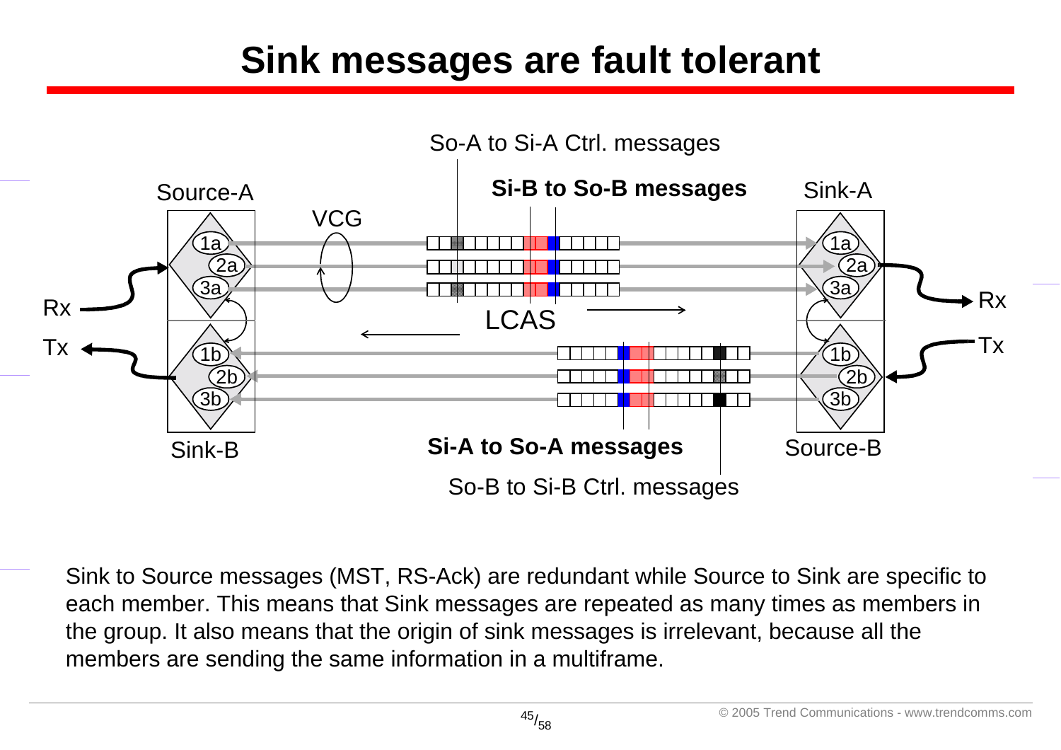# Sink messages are fault tolerant

Sink to Source messages (MST, RS-Ack) are redundant while Source to Sink are specific to each member. This means that Sink messages are repeated as many times as members in the group. It also means that the origin of sink messages is irrelevant, because all the members are sending the same information in a multiframe.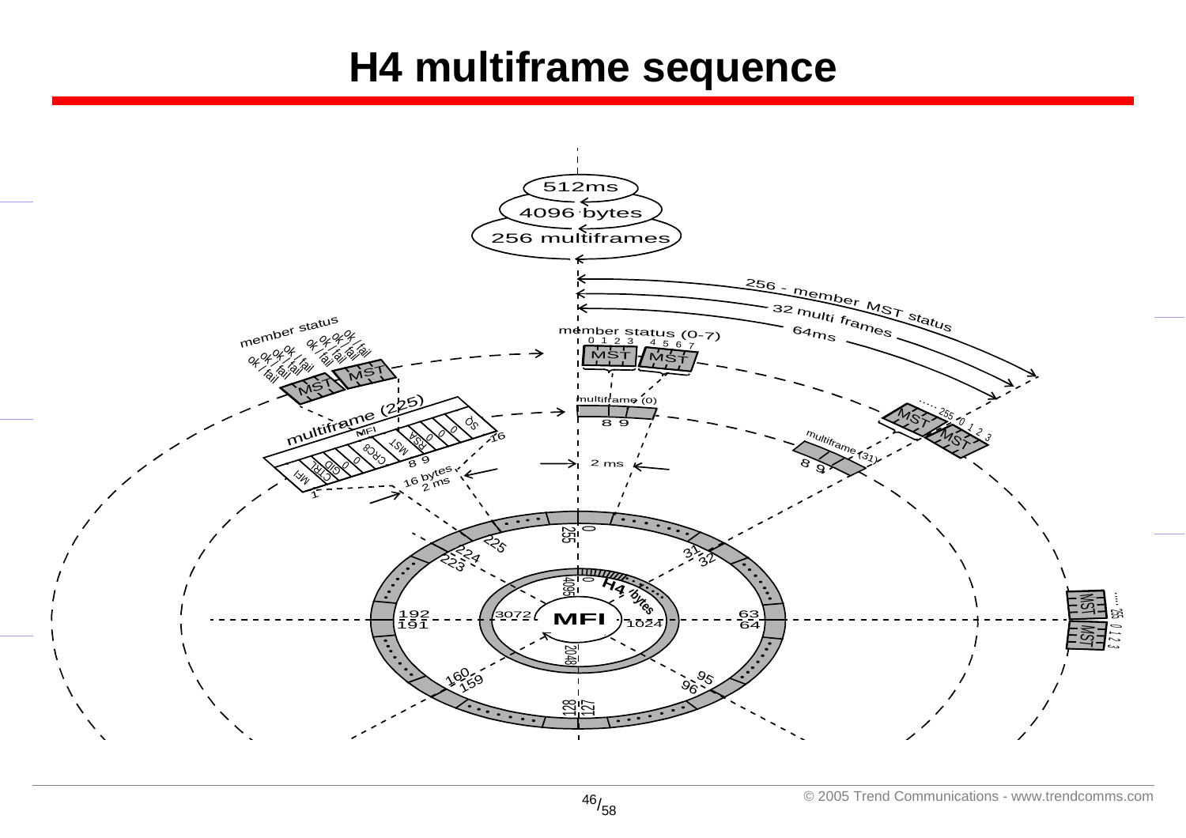# H4 multiframe sequence

512ms

4096 bytes

256 multiframes

256 - member MST status

32 multi frames

64ms

member status

ok / fail

member status (0-7)

0 1 2 3 4 5 6 7

MST MST

multiframe (225)

multiframe (0)

multiframe (31)

MFI CTRL GID 0 0 CRC8 MST RSA 0 0 0 SQ

1 8 9 16

16 bytes 2 ms

2 ms

..... 255 0 1 2 3

H4 bytes

MFI

0 255 225 224 223 31 32 192 191 63 64 160 159 95 96 128 127

0 4095 3072 1024 2048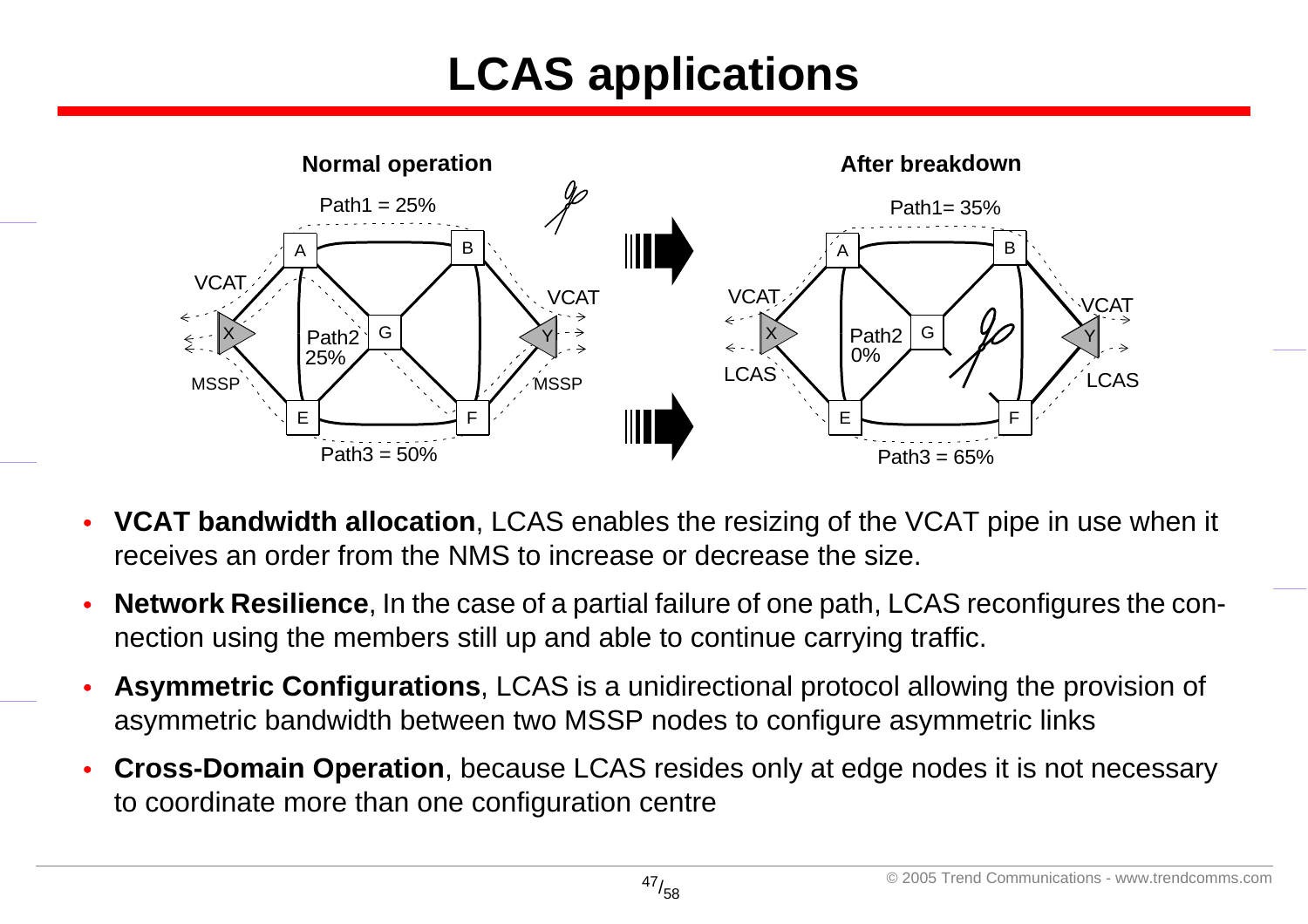# LCAS applications

**Normal operation**

Path1 = 25%

Path2 25%

Path3 = 50%

VCAT

MSSP

**After breakdown**

Path1= 35%

Path2 0%

Path3 = 65%

VCAT

LCAS

- **VCAT bandwidth allocation**, LCAS enables the resizing of the VCAT pipe in use when it receives an order from the NMS to increase or decrease the size.
- **Network Resilience**, In the case of a partial failure of one path, LCAS reconfigures the connection using the members still up and able to continue carrying traffic.
- **Asymmetric Configurations**, LCAS is a unidirectional protocol allowing the provision of asymmetric bandwidth between two MSSP nodes to configure asymmetric links
- **Cross-Domain Operation**, because LCAS resides only at edge nodes it is not necessary to coordinate more than one configuration centre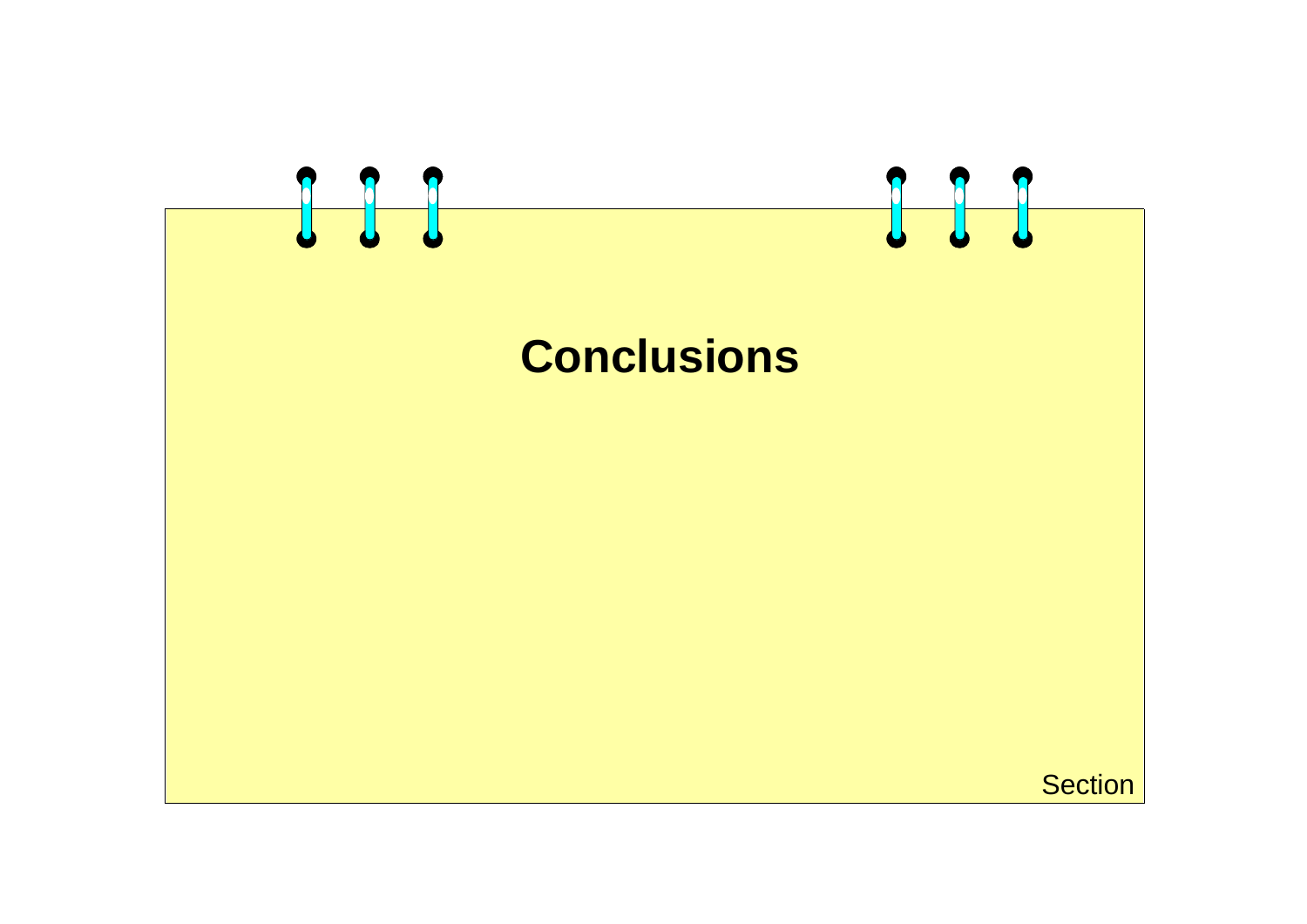# Conclusions

Section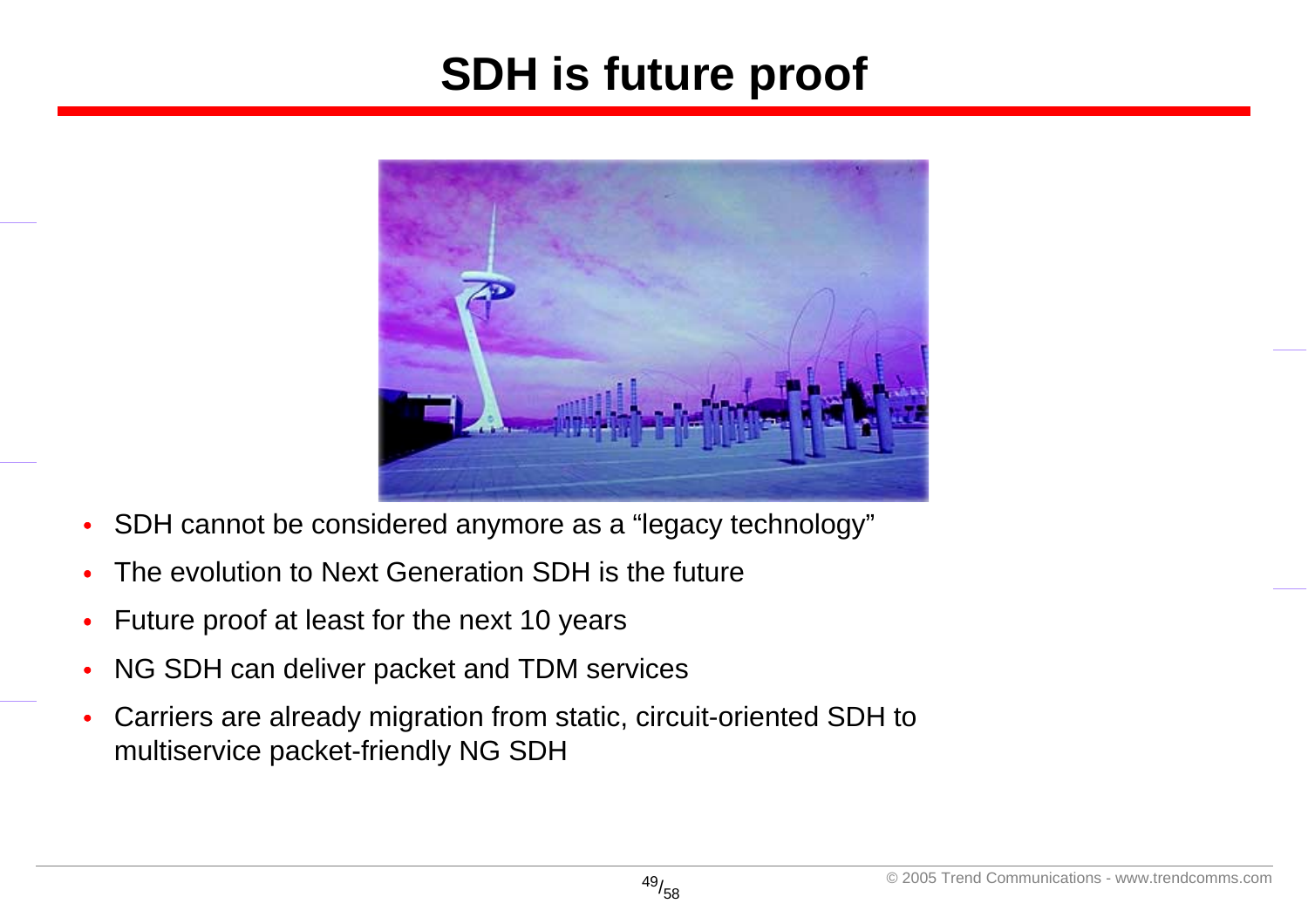# SDH is future proof

- SDH cannot be considered anymore as a “legacy technology”
- The evolution to Next Generation SDH is the future
- Future proof at least for the next 10 years
- NG SDH can deliver packet and TDM services
- Carriers are already migration from static, circuit-oriented SDH to multiservice packet-friendly NG SDH

© 2005 Trend Communications - www.trendcomms.com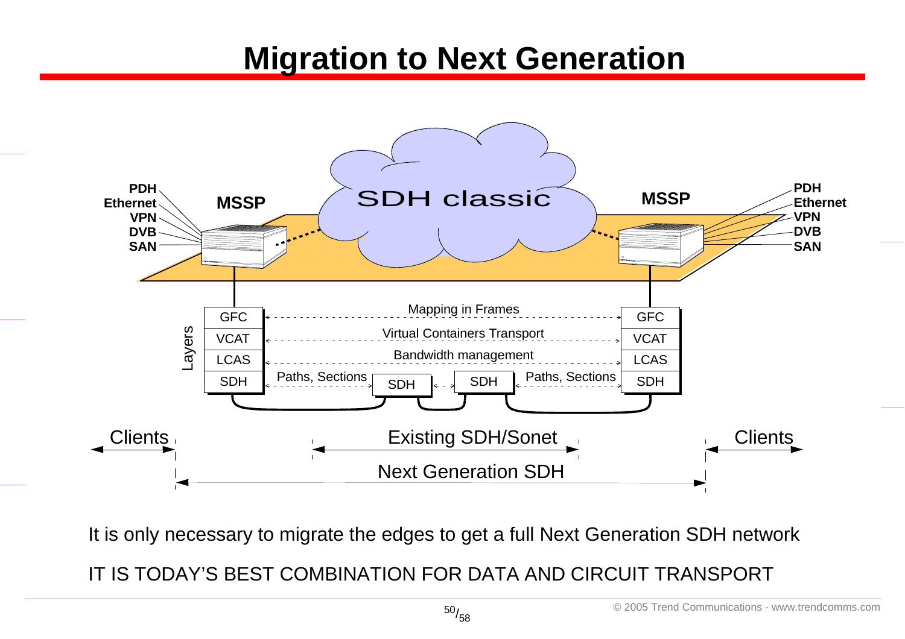# Migration to Next Generation

PDH
Ethernet
VPN
DVB
SAN

MSSP

SDH classic

MSSP

PDH
Ethernet
VPN
DVB
SAN

Layers

| GFC | Mapping in Frames | GFC |
|---|---|---|
| VCAT | Virtual Containers Transport | VCAT |
| LCAS | Bandwidth management | LCAS |
| SDH | Paths, Sections — SDH — SDH — Paths, Sections | SDH |

Clients — Existing SDH/Sonet — Clients

Next Generation SDH

It is only necessary to migrate the edges to get a full Next Generation SDH network

IT IS TODAY'S BEST COMBINATION FOR DATA AND CIRCUIT TRANSPORT

© 2005 Trend Communications - www.trendcomms.com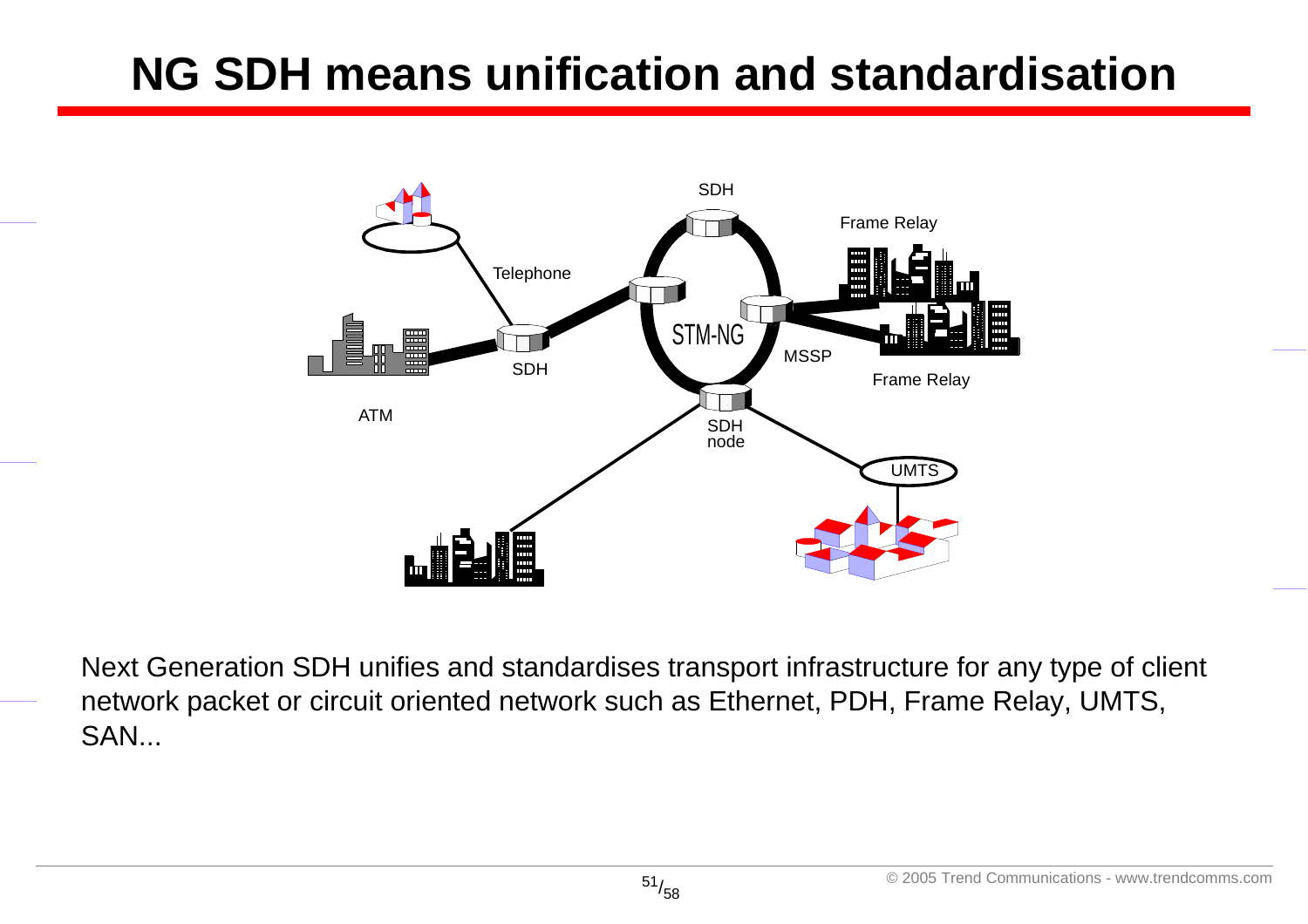# NG SDH means unification and standardisation

SDH

Frame Relay

Telephone

STM-NG

SDH

MSSP

Frame Relay

ATM

SDH node

UMTS

Next Generation SDH unifies and standardises transport infrastructure for any type of client network packet or circuit oriented network such as Ethernet, PDH, Frame Relay, UMTS, SAN...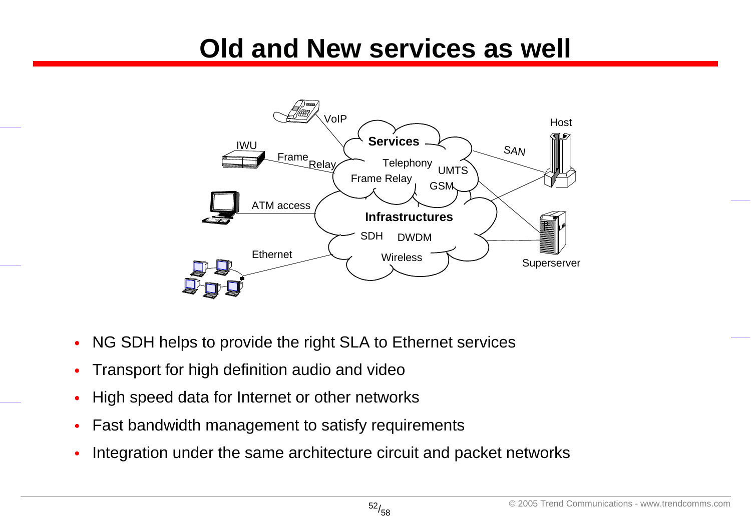# Old and New services as well

- NG SDH helps to provide the right SLA to Ethernet services
- Transport for high definition audio and video
- High speed data for Internet or other networks
- Fast bandwidth management to satisfy requirements
- Integration under the same architecture circuit and packet networks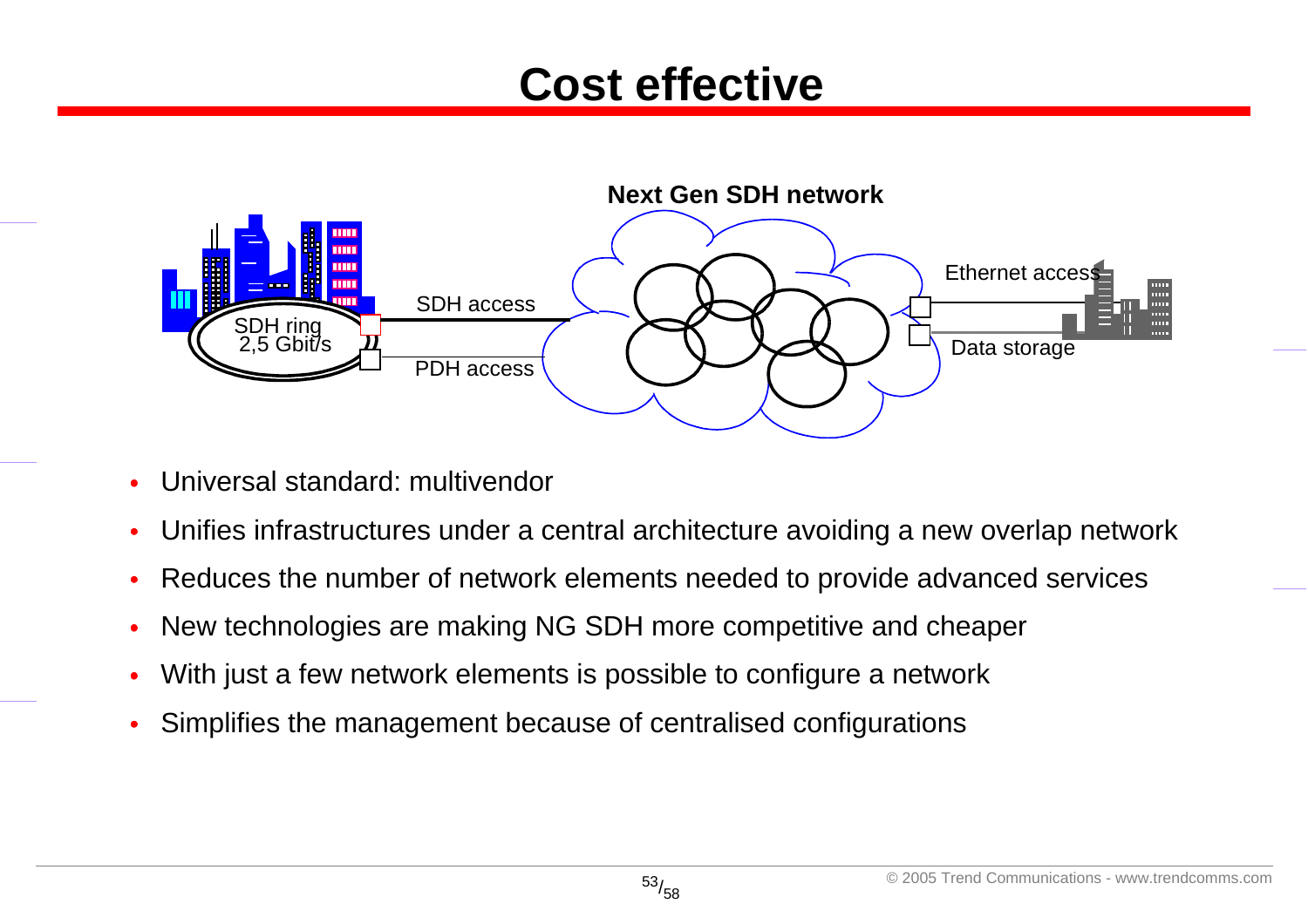# Cost effective

Next Gen SDH network

SDH ring 2,5 Gbit/s

SDH access

PDH access

Ethernet access

Data storage

- Universal standard: multivendor
- Unifies infrastructures under a central architecture avoiding a new overlap network
- Reduces the number of network elements needed to provide advanced services
- New technologies are making NG SDH more competitive and cheaper
- With just a few network elements is possible to configure a network
- Simplifies the management because of centralised configurations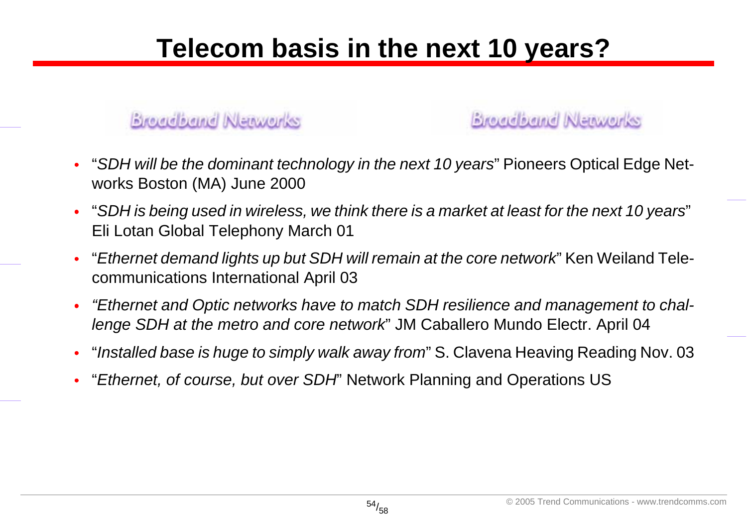# Telecom basis in the next 10 years?

Broadband Networks

Broadband Networks

- "*SDH will be the dominant technology in the next 10 years*" Pioneers Optical Edge Networks Boston (MA) June 2000
- "*SDH is being used in wireless, we think there is a market at least for the next 10 years*" Eli Lotan Global Telephony March 01
- "*Ethernet demand lights up but SDH will remain at the core network*" Ken Weiland Telecommunications International April 03
- *"Ethernet and Optic networks have to match SDH resilience and management to challenge SDH at the metro and core network*" JM Caballero Mundo Electr. April 04
- "*Installed base is huge to simply walk away from*" S. Clavena Heaving Reading Nov. 03
- "*Ethernet, of course, but over SDH*" Network Planning and Operations US

© 2005 Trend Communications - www.trendcomms.com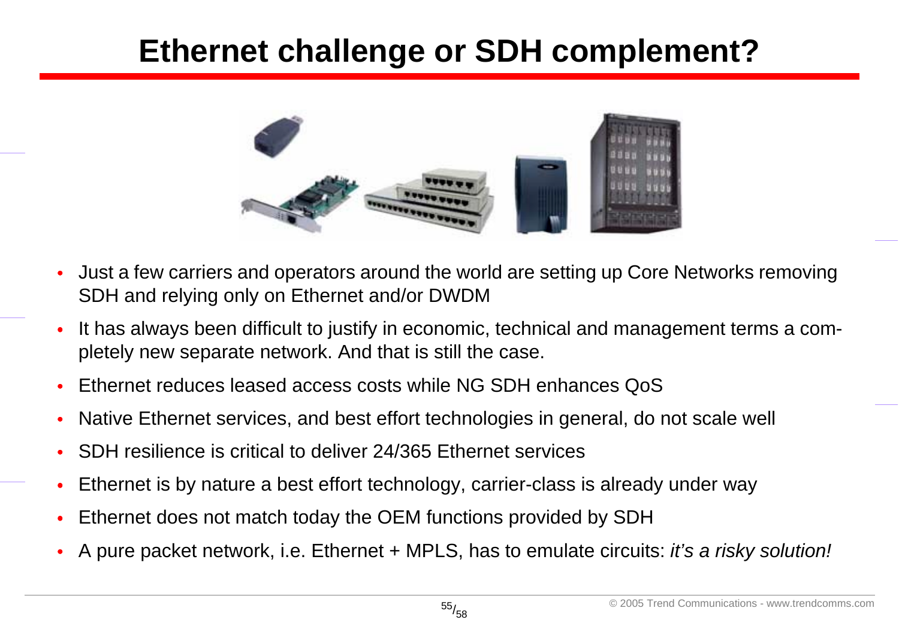# Ethernet challenge or SDH complement?

- Just a few carriers and operators around the world are setting up Core Networks removing SDH and relying only on Ethernet and/or DWDM
- It has always been difficult to justify in economic, technical and management terms a completely new separate network. And that is still the case.
- Ethernet reduces leased access costs while NG SDH enhances QoS
- Native Ethernet services, and best effort technologies in general, do not scale well
- SDH resilience is critical to deliver 24/365 Ethernet services
- Ethernet is by nature a best effort technology, carrier-class is already under way
- Ethernet does not match today the OEM functions provided by SDH
- A pure packet network, i.e. Ethernet + MPLS, has to emulate circuits: *it's a risky solution!*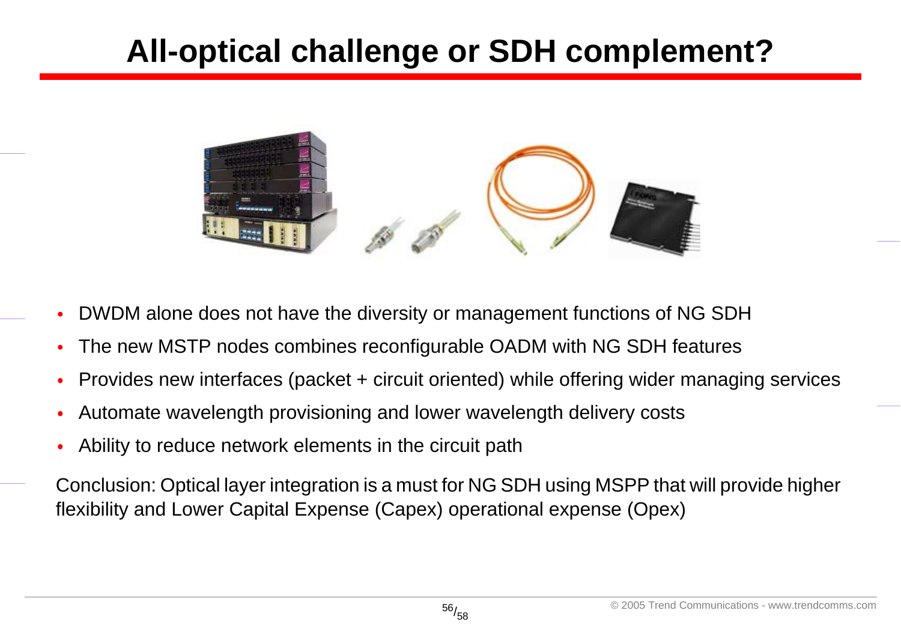# All-optical challenge or SDH complement?

- DWDM alone does not have the diversity or management functions of NG SDH
- The new MSTP nodes combines reconfigurable OADM with NG SDH features
- Provides new interfaces (packet + circuit oriented) while offering wider managing services
- Automate wavelength provisioning and lower wavelength delivery costs
- Ability to reduce network elements in the circuit path

Conclusion: Optical layer integration is a must for NG SDH using MSPP that will provide higher flexibility and Lower Capital Expense (Capex) operational expense (Opex)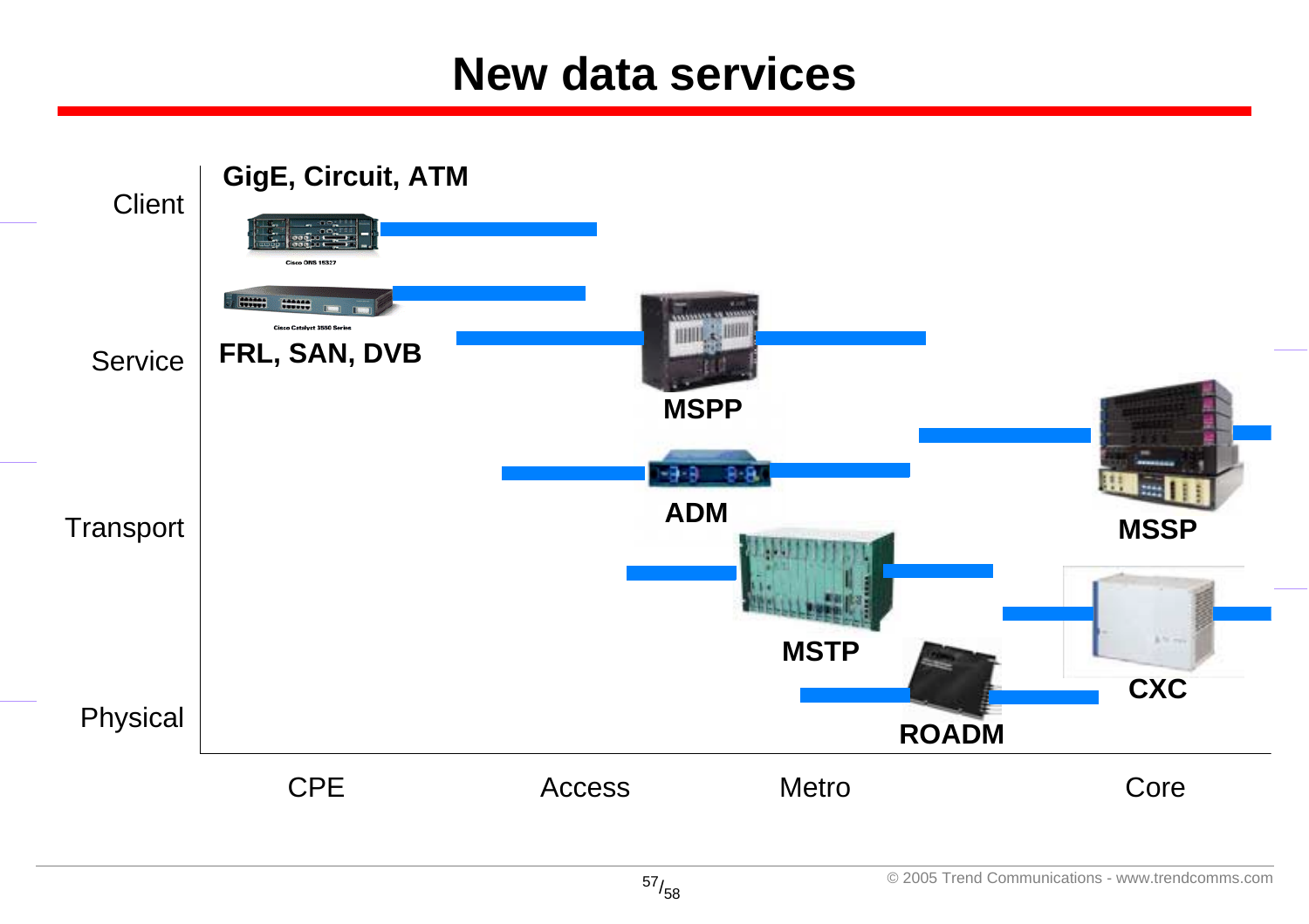# New data services

Client

Service

Transport

Physical

GigE, Circuit, ATM

Cisco ONS 15327

Cisco Catalyst 3550 Series

FRL, SAN, DVB

MSPP

ADM

MSTP

ROADM

MSSP

CXC

CPE

Access

Metro

Core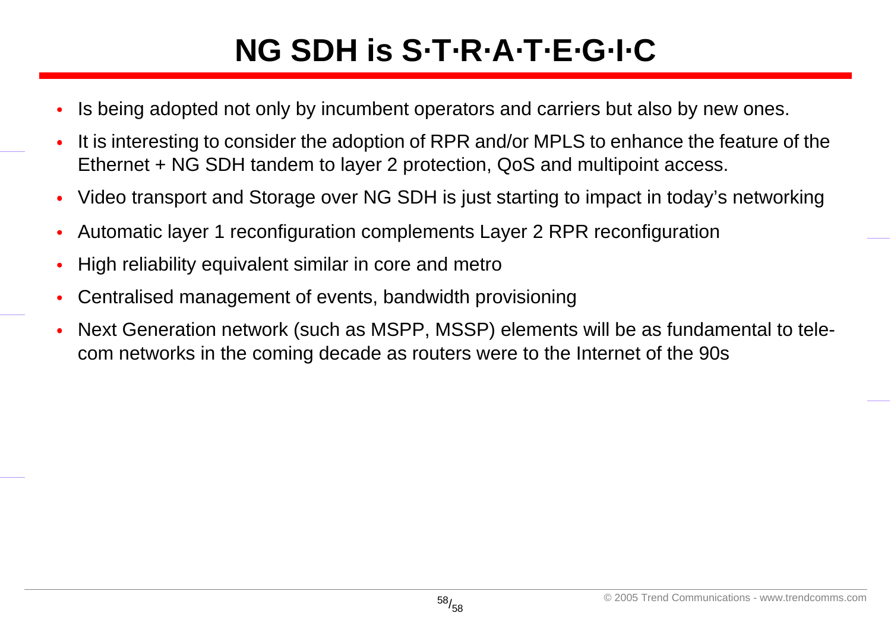# NG SDH is S·T·R·A·T·E·G·I·C

- Is being adopted not only by incumbent operators and carriers but also by new ones.
- It is interesting to consider the adoption of RPR and/or MPLS to enhance the feature of the Ethernet + NG SDH tandem to layer 2 protection, QoS and multipoint access.
- Video transport and Storage over NG SDH is just starting to impact in today's networking
- Automatic layer 1 reconfiguration complements Layer 2 RPR reconfiguration
- High reliability equivalent similar in core and metro
- Centralised management of events, bandwidth provisioning
- Next Generation network (such as MSPP, MSSP) elements will be as fundamental to tele-com networks in the coming decade as routers were to the Internet of the 90s